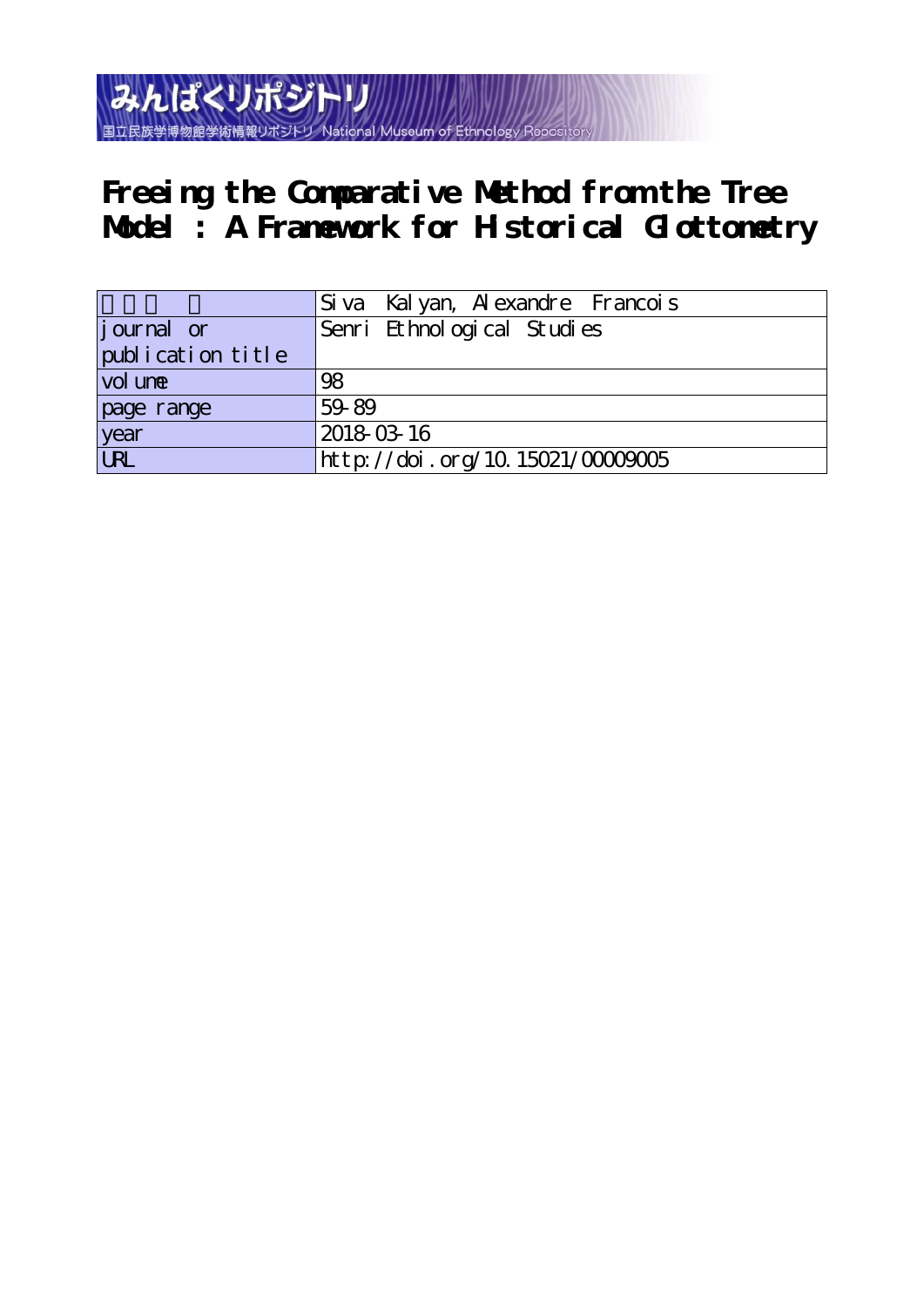みんぱくリポジトリ
国立民族学博物館学術情報リポジトリ National Museum of Ethnology Repository

# Freeing the Comparative Method from the Tree Model : A Framework for Historical Glottometry

| 著者（英） | Siva Kalyan, Alexandre Francois |
|---|---|
| journal or publication title | Senri Ethnological Studies |
| volume | 98 |
| page range | 59-89 |
| year | 2018-03-16 |
| URL | http://doi.org/10.15021/00009005 |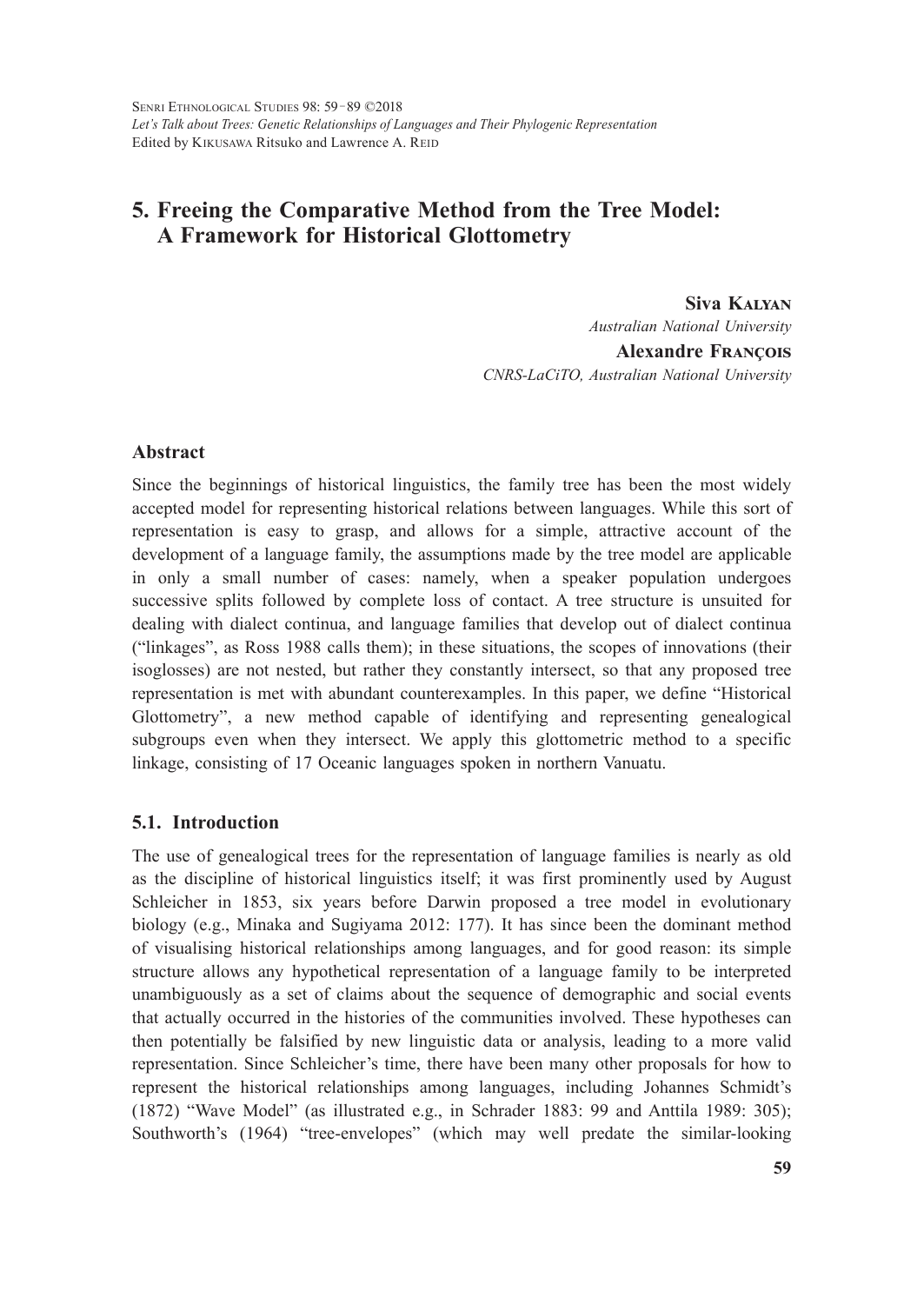Senri Ethnological Studies 98: 59–89 ©2018
*Let's Talk about Trees: Genetic Relationships of Languages and Their Phylogenic Representation*
Edited by Kikusawa Ritsuko and Lawrence A. Reid

# 5. Freeing the Comparative Method from the Tree Model: A Framework for Historical Glottometry

**Siva Kalyan**
*Australian National University*

**Alexandre François**
*CNRS-LaCiTO, Australian National University*

## Abstract

Since the beginnings of historical linguistics, the family tree has been the most widely accepted model for representing historical relations between languages. While this sort of representation is easy to grasp, and allows for a simple, attractive account of the development of a language family, the assumptions made by the tree model are applicable in only a small number of cases: namely, when a speaker population undergoes successive splits followed by complete loss of contact. A tree structure is unsuited for dealing with dialect continua, and language families that develop out of dialect continua ("linkages", as Ross 1988 calls them); in these situations, the scopes of innovations (their isoglosses) are not nested, but rather they constantly intersect, so that any proposed tree representation is met with abundant counterexamples. In this paper, we define "Historical Glottometry", a new method capable of identifying and representing genealogical subgroups even when they intersect. We apply this glottometric method to a specific linkage, consisting of 17 Oceanic languages spoken in northern Vanuatu.

## 5.1. Introduction

The use of genealogical trees for the representation of language families is nearly as old as the discipline of historical linguistics itself; it was first prominently used by August Schleicher in 1853, six years before Darwin proposed a tree model in evolutionary biology (e.g., Minaka and Sugiyama 2012: 177). It has since been the dominant method of visualising historical relationships among languages, and for good reason: its simple structure allows any hypothetical representation of a language family to be interpreted unambiguously as a set of claims about the sequence of demographic and social events that actually occurred in the histories of the communities involved. These hypotheses can then potentially be falsified by new linguistic data or analysis, leading to a more valid representation. Since Schleicher's time, there have been many other proposals for how to represent the historical relationships among languages, including Johannes Schmidt's (1872) "Wave Model" (as illustrated e.g., in Schrader 1883: 99 and Anttila 1989: 305); Southworth's (1964) "tree-envelopes" (which may well predate the similar-looking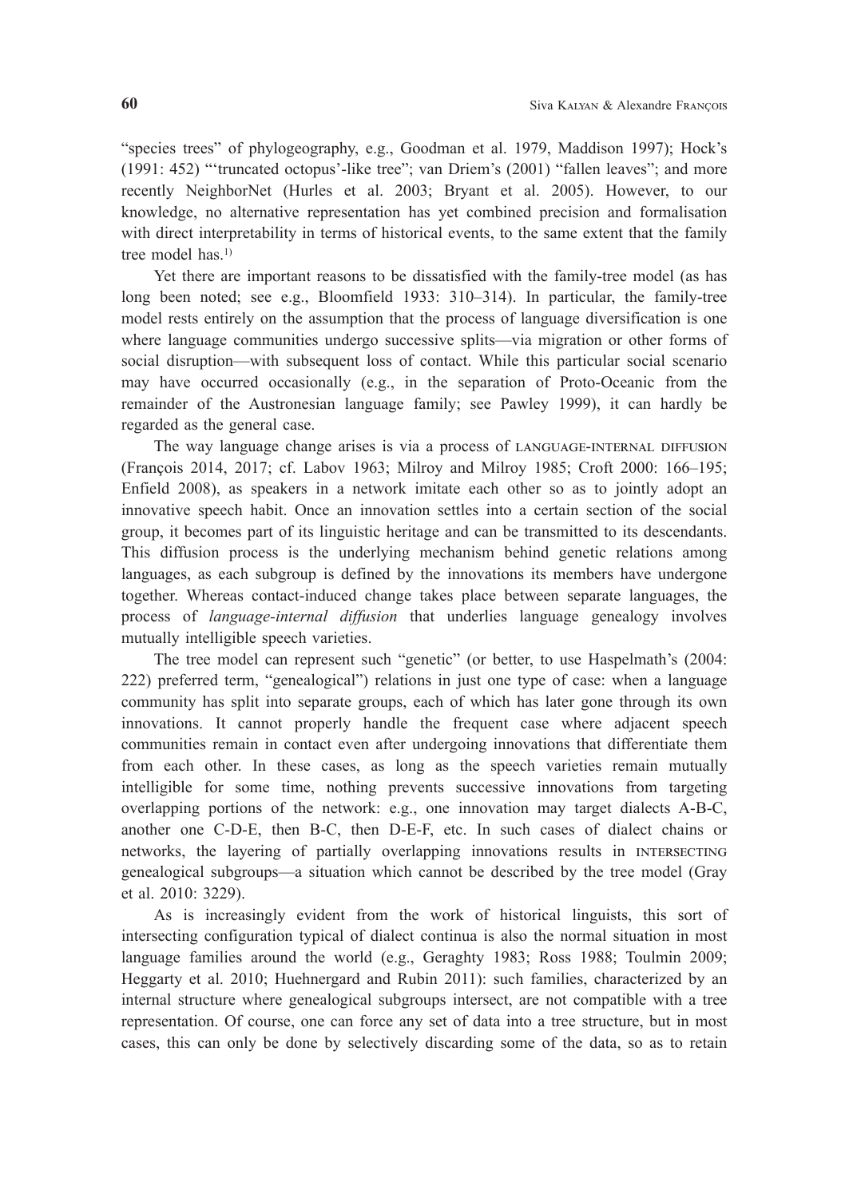"species trees" of phylogeography, e.g., Goodman et al. 1979, Maddison 1997); Hock's (1991: 452) "'truncated octopus'-like tree"; van Driem's (2001) "fallen leaves"; and more recently NeighborNet (Hurles et al. 2003; Bryant et al. 2005). However, to our knowledge, no alternative representation has yet combined precision and formalisation with direct interpretability in terms of historical events, to the same extent that the family tree model has.[1)]

Yet there are important reasons to be dissatisfied with the family-tree model (as has long been noted; see e.g., Bloomfield 1933: 310–314). In particular, the family-tree model rests entirely on the assumption that the process of language diversification is one where language communities undergo successive splits—via migration or other forms of social disruption—with subsequent loss of contact. While this particular social scenario may have occurred occasionally (e.g., in the separation of Proto-Oceanic from the remainder of the Austronesian language family; see Pawley 1999), it can hardly be regarded as the general case.

The way language change arises is via a process of LANGUAGE-INTERNAL DIFFUSION (François 2014, 2017; cf. Labov 1963; Milroy and Milroy 1985; Croft 2000: 166–195; Enfield 2008), as speakers in a network imitate each other so as to jointly adopt an innovative speech habit. Once an innovation settles into a certain section of the social group, it becomes part of its linguistic heritage and can be transmitted to its descendants. This diffusion process is the underlying mechanism behind genetic relations among languages, as each subgroup is defined by the innovations its members have undergone together. Whereas contact-induced change takes place between separate languages, the process of *language-internal diffusion* that underlies language genealogy involves mutually intelligible speech varieties.

The tree model can represent such "genetic" (or better, to use Haspelmath's (2004: 222) preferred term, "genealogical") relations in just one type of case: when a language community has split into separate groups, each of which has later gone through its own innovations. It cannot properly handle the frequent case where adjacent speech communities remain in contact even after undergoing innovations that differentiate them from each other. In these cases, as long as the speech varieties remain mutually intelligible for some time, nothing prevents successive innovations from targeting overlapping portions of the network: e.g., one innovation may target dialects A-B-C, another one C-D-E, then B-C, then D-E-F, etc. In such cases of dialect chains or networks, the layering of partially overlapping innovations results in INTERSECTING genealogical subgroups—a situation which cannot be described by the tree model (Gray et al. 2010: 3229).

As is increasingly evident from the work of historical linguists, this sort of intersecting configuration typical of dialect continua is also the normal situation in most language families around the world (e.g., Geraghty 1983; Ross 1988; Toulmin 2009; Heggarty et al. 2010; Huehnergard and Rubin 2011): such families, characterized by an internal structure where genealogical subgroups intersect, are not compatible with a tree representation. Of course, one can force any set of data into a tree structure, but in most cases, this can only be done by selectively discarding some of the data, so as to retain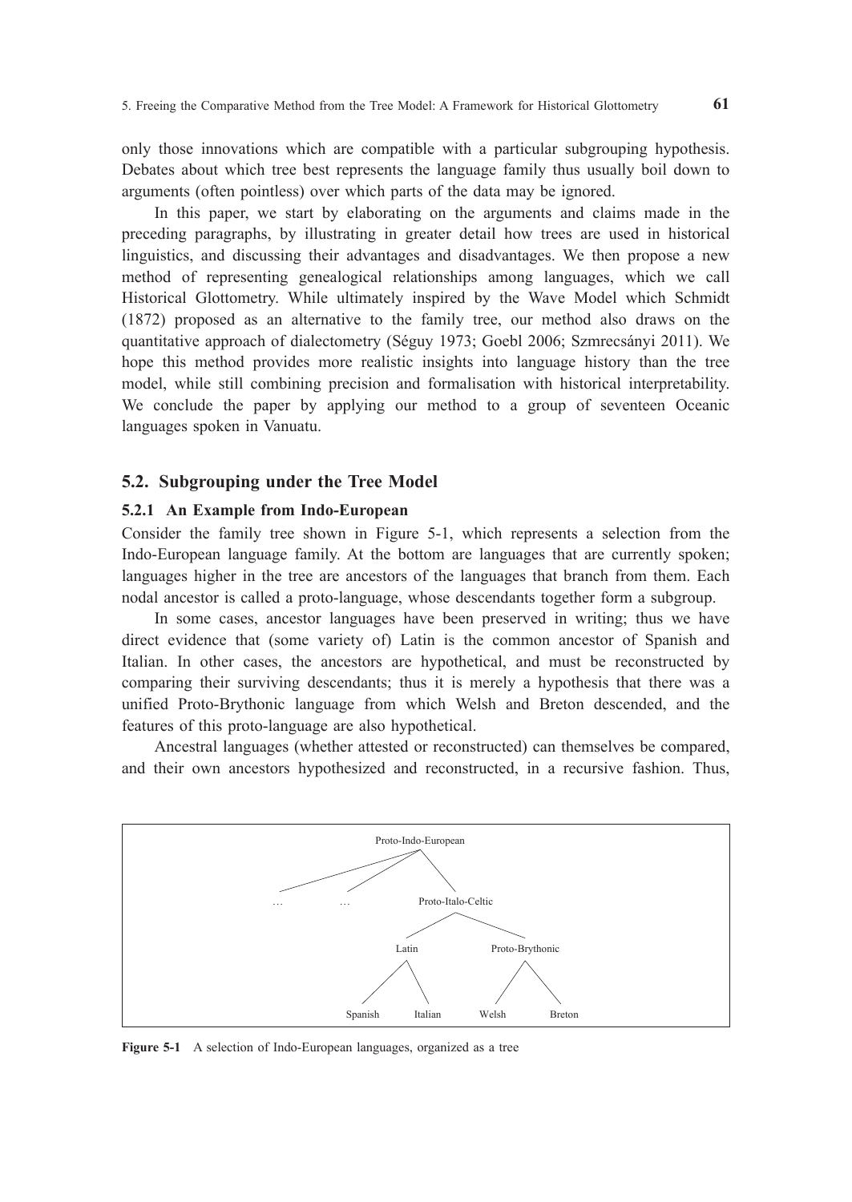only those innovations which are compatible with a particular subgrouping hypothesis. Debates about which tree best represents the language family thus usually boil down to arguments (often pointless) over which parts of the data may be ignored.

In this paper, we start by elaborating on the arguments and claims made in the preceding paragraphs, by illustrating in greater detail how trees are used in historical linguistics, and discussing their advantages and disadvantages. We then propose a new method of representing genealogical relationships among languages, which we call Historical Glottometry. While ultimately inspired by the Wave Model which Schmidt (1872) proposed as an alternative to the family tree, our method also draws on the quantitative approach of dialectometry (Séguy 1973; Goebl 2006; Szmrecsányi 2011). We hope this method provides more realistic insights into language history than the tree model, while still combining precision and formalisation with historical interpretability. We conclude the paper by applying our method to a group of seventeen Oceanic languages spoken in Vanuatu.

## 5.2. Subgrouping under the Tree Model

### 5.2.1 An Example from Indo-European

Consider the family tree shown in Figure 5-1, which represents a selection from the Indo-European language family. At the bottom are languages that are currently spoken; languages higher in the tree are ancestors of the languages that branch from them. Each nodal ancestor is called a proto-language, whose descendants together form a subgroup.

In some cases, ancestor languages have been preserved in writing; thus we have direct evidence that (some variety of) Latin is the common ancestor of Spanish and Italian. In other cases, the ancestors are hypothetical, and must be reconstructed by comparing their surviving descendants; thus it is merely a hypothesis that there was a unified Proto-Brythonic language from which Welsh and Breton descended, and the features of this proto-language are also hypothetical.

Ancestral languages (whether attested or reconstructed) can themselves be compared, and their own ancestors hypothesized and reconstructed, in a recursive fashion. Thus,

```
                 Proto-Indo-European
               /        |          \
            …           …       Proto-Italo-Celtic
                                 /            \
                            Latin          Proto-Brythonic
                           /     \           /       \
                      Spanish  Italian    Welsh     Breton
```

**Figure 5-1** A selection of Indo-European languages, organized as a tree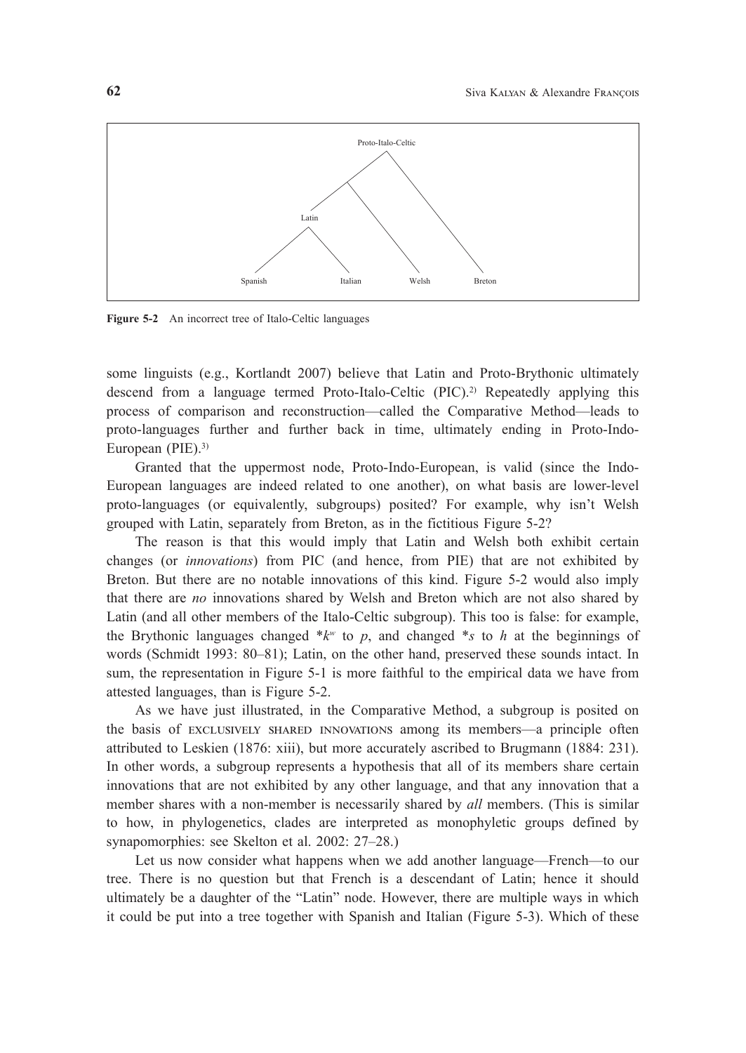Proto-Italo-Celtic

Latin

Spanish Italian Welsh Breton

**Figure 5-2** An incorrect tree of Italo-Celtic languages

some linguists (e.g., Kortlandt 2007) believe that Latin and Proto-Brythonic ultimately descend from a language termed Proto-Italo-Celtic (PIC).[2] Repeatedly applying this process of comparison and reconstruction—called the Comparative Method—leads to proto-languages further and further back in time, ultimately ending in Proto-Indo-European (PIE).[3]

Granted that the uppermost node, Proto-Indo-European, is valid (since the Indo-European languages are indeed related to one another), on what basis are lower-level proto-languages (or equivalently, subgroups) posited? For example, why isn't Welsh grouped with Latin, separately from Breton, as in the fictitious Figure 5-2?

The reason is that this would imply that Latin and Welsh both exhibit certain changes (or *innovations*) from PIC (and hence, from PIE) that are not exhibited by Breton. But there are no notable innovations of this kind. Figure 5-2 would also imply that there are *no* innovations shared by Welsh and Breton which are not also shared by Latin (and all other members of the Italo-Celtic subgroup). This too is false: for example, the Brythonic languages changed *$k^w$ to *p*, and changed *s to *h* at the beginnings of words (Schmidt 1993: 80–81); Latin, on the other hand, preserved these sounds intact. In sum, the representation in Figure 5-1 is more faithful to the empirical data we have from attested languages, than is Figure 5-2.

As we have just illustrated, in the Comparative Method, a subgroup is posited on the basis of EXCLUSIVELY SHARED INNOVATIONS among its members—a principle often attributed to Leskien (1876: xiii), but more accurately ascribed to Brugmann (1884: 231). In other words, a subgroup represents a hypothesis that all of its members share certain innovations that are not exhibited by any other language, and that any innovation that a member shares with a non-member is necessarily shared by *all* members. (This is similar to how, in phylogenetics, clades are interpreted as monophyletic groups defined by synapomorphies: see Skelton et al. 2002: 27–28.)

Let us now consider what happens when we add another language—French—to our tree. There is no question but that French is a descendant of Latin; hence it should ultimately be a daughter of the "Latin" node. However, there are multiple ways in which it could be put into a tree together with Spanish and Italian (Figure 5-3). Which of these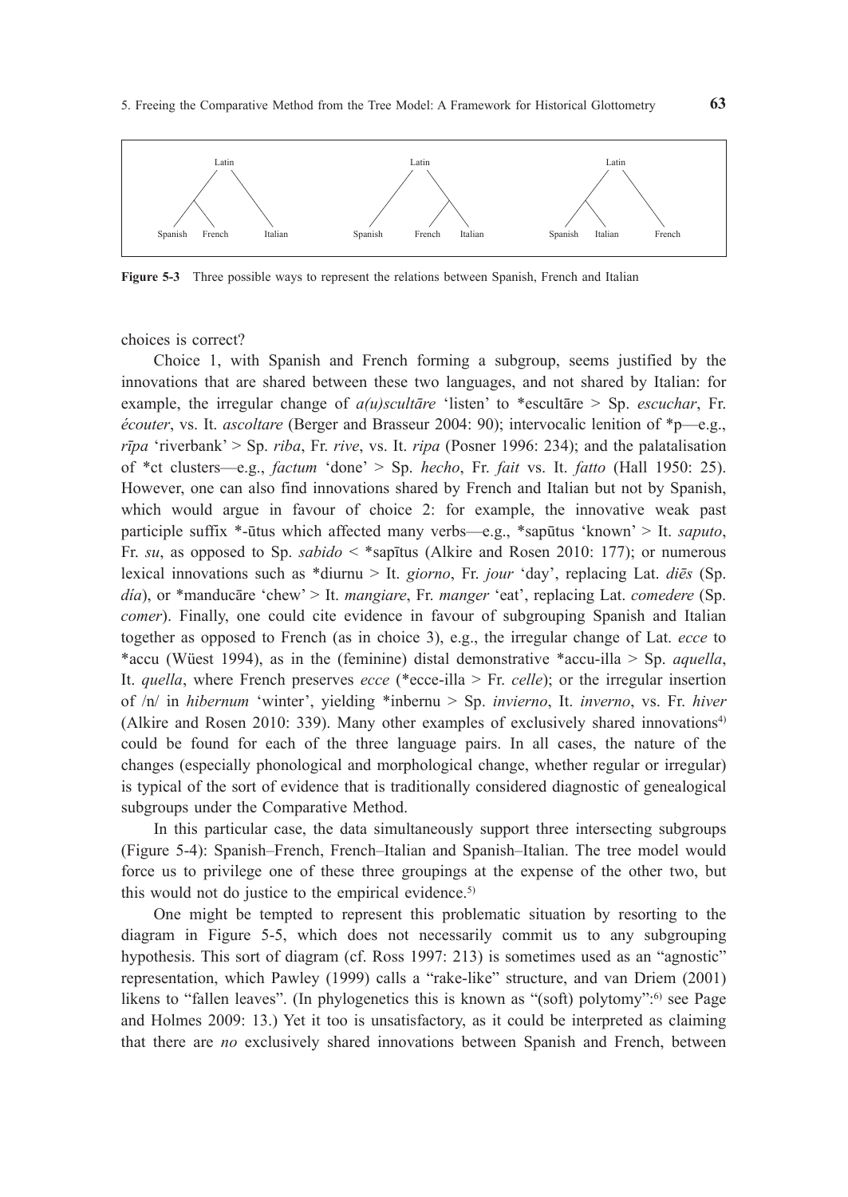**Figure 5-3** Three possible ways to represent the relations between Spanish, French and Italian

choices is correct?

Choice 1, with Spanish and French forming a subgroup, seems justified by the innovations that are shared between these two languages, and not shared by Italian: for example, the irregular change of *a(u)scultāre* 'listen' to *escultāre > Sp. *escuchar*, Fr. *écouter*, vs. It. *ascoltare* (Berger and Brasseur 2004: 90); intervocalic lenition of *p—e.g., *rīpa* 'riverbank' > Sp. *riba*, Fr. *rive*, vs. It. *ripa* (Posner 1996: 234); and the palatalisation of *ct clusters—e.g., *factum* 'done' > Sp. *hecho*, Fr. *fait* vs. It. *fatto* (Hall 1950: 25). However, one can also find innovations shared by French and Italian but not by Spanish, which would argue in favour of choice 2: for example, the innovative weak past participle suffix *-ūtus which affected many verbs—e.g., *sapūtus 'known' > It. *saputo*, Fr. *su*, as opposed to Sp. *sabido* < *sapītus (Alkire and Rosen 2010: 177); or numerous lexical innovations such as *diurnu > It. *giorno*, Fr. *jour* 'day', replacing Lat. *diēs* (Sp. *día*), or *manducāre 'chew' > It. *mangiare*, Fr. *manger* 'eat', replacing Lat. *comedere* (Sp. *comer*). Finally, one could cite evidence in favour of subgrouping Spanish and Italian together as opposed to French (as in choice 3), e.g., the irregular change of Lat. *ecce* to *accu (Wüest 1994), as in the (feminine) distal demonstrative *accu-illa > Sp. *aquella*, It. *quella*, where French preserves *ecce* (*ecce-illa > Fr. *celle*); or the irregular insertion of /n/ in *hibernum* 'winter', yielding *inbernu > Sp. *invierno*, It. *inverno*, vs. Fr. *hiver* (Alkire and Rosen 2010: 339). Many other examples of exclusively shared innovations[4] could be found for each of the three language pairs. In all cases, the nature of the changes (especially phonological and morphological change, whether regular or irregular) is typical of the sort of evidence that is traditionally considered diagnostic of genealogical subgroups under the Comparative Method.

In this particular case, the data simultaneously support three intersecting subgroups (Figure 5-4): Spanish–French, French–Italian and Spanish–Italian. The tree model would force us to privilege one of these three groupings at the expense of the other two, but this would not do justice to the empirical evidence.[5]

One might be tempted to represent this problematic situation by resorting to the diagram in Figure 5-5, which does not necessarily commit us to any subgrouping hypothesis. This sort of diagram (cf. Ross 1997: 213) is sometimes used as an "agnostic" representation, which Pawley (1999) calls a "rake-like" structure, and van Driem (2001) likens to "fallen leaves". (In phylogenetics this is known as "(soft) polytomy":[6] see Page and Holmes 2009: 13.) Yet it too is unsatisfactory, as it could be interpreted as claiming that there are *no* exclusively shared innovations between Spanish and French, between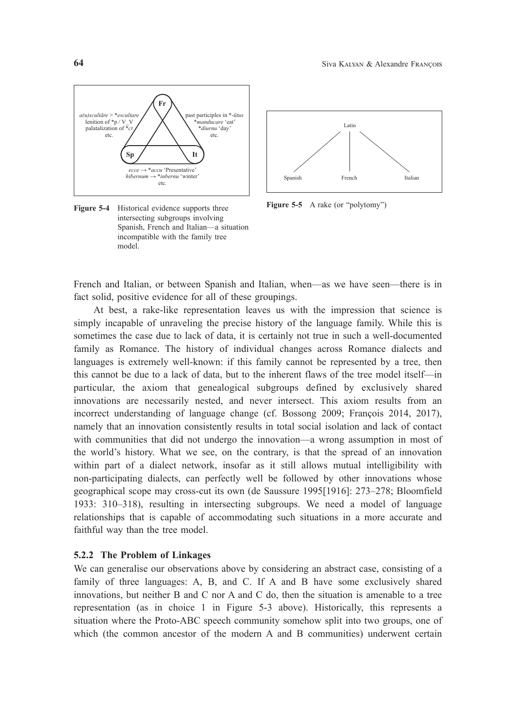**Figure 5-4** Historical evidence supports three intersecting subgroups involving Spanish, French and Italian—a situation incompatible with the family tree model.

**Figure 5-5** A rake (or "polytomy")

French and Italian, or between Spanish and Italian, when—as we have seen—there is in fact solid, positive evidence for all of these groupings.

At best, a rake-like representation leaves us with the impression that science is simply incapable of unraveling the precise history of the language family. While this is sometimes the case due to lack of data, it is certainly not true in such a well-documented family as Romance. The history of individual changes across Romance dialects and languages is extremely well-known: if this family cannot be represented by a tree, then this cannot be due to a lack of data, but to the inherent flaws of the tree model itself—in particular, the axiom that genealogical subgroups defined by exclusively shared innovations are necessarily nested, and never intersect. This axiom results from an incorrect understanding of language change (cf. Bossong 2009; François 2014, 2017), namely that an innovation consistently results in total social isolation and lack of contact with communities that did not undergo the innovation—a wrong assumption in most of the world's history. What we see, on the contrary, is that the spread of an innovation within part of a dialect network, insofar as it still allows mutual intelligibility with non-participating dialects, can perfectly well be followed by other innovations whose geographical scope may cross-cut its own (de Saussure 1995[1916]: 273–278; Bloomfield 1933: 310–318), resulting in intersecting subgroups. We need a model of language relationships that is capable of accommodating such situations in a more accurate and faithful way than the tree model.

### 5.2.2 The Problem of Linkages

We can generalise our observations above by considering an abstract case, consisting of a family of three languages: A, B, and C. If A and B have some exclusively shared innovations, but neither B and C nor A and C do, then the situation is amenable to a tree representation (as in choice 1 in Figure 5-3 above). Historically, this represents a situation where the Proto-ABC speech community somehow split into two groups, one of which (the common ancestor of the modern A and B communities) underwent certain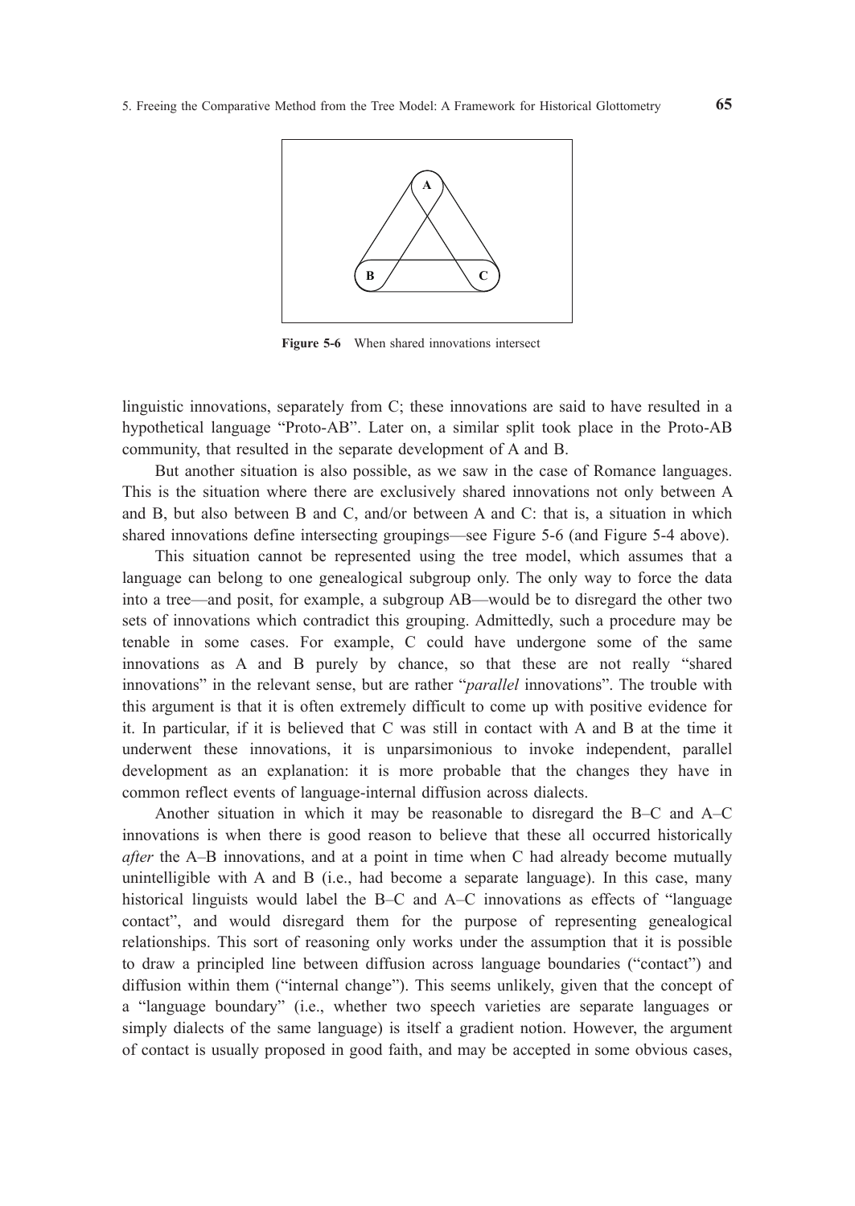**Figure 5-6** When shared innovations intersect

linguistic innovations, separately from C; these innovations are said to have resulted in a hypothetical language "Proto-AB". Later on, a similar split took place in the Proto-AB community, that resulted in the separate development of A and B.

But another situation is also possible, as we saw in the case of Romance languages. This is the situation where there are exclusively shared innovations not only between A and B, but also between B and C, and/or between A and C: that is, a situation in which shared innovations define intersecting groupings—see Figure 5-6 (and Figure 5-4 above).

This situation cannot be represented using the tree model, which assumes that a language can belong to one genealogical subgroup only. The only way to force the data into a tree—and posit, for example, a subgroup AB—would be to disregard the other two sets of innovations which contradict this grouping. Admittedly, such a procedure may be tenable in some cases. For example, C could have undergone some of the same innovations as A and B purely by chance, so that these are not really "shared innovations" in the relevant sense, but are rather "*parallel* innovations". The trouble with this argument is that it is often extremely difficult to come up with positive evidence for it. In particular, if it is believed that C was still in contact with A and B at the time it underwent these innovations, it is unparsimonious to invoke independent, parallel development as an explanation: it is more probable that the changes they have in common reflect events of language-internal diffusion across dialects.

Another situation in which it may be reasonable to disregard the B–C and A–C innovations is when there is good reason to believe that these all occurred historically *after* the A–B innovations, and at a point in time when C had already become mutually unintelligible with A and B (i.e., had become a separate language). In this case, many historical linguists would label the B–C and A–C innovations as effects of "language contact", and would disregard them for the purpose of representing genealogical relationships. This sort of reasoning only works under the assumption that it is possible to draw a principled line between diffusion across language boundaries ("contact") and diffusion within them ("internal change"). This seems unlikely, given that the concept of a "language boundary" (i.e., whether two speech varieties are separate languages or simply dialects of the same language) is itself a gradient notion. However, the argument of contact is usually proposed in good faith, and may be accepted in some obvious cases,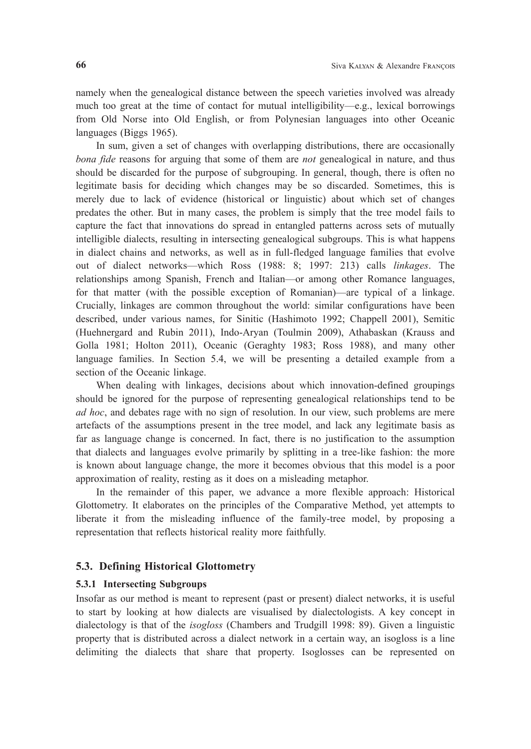namely when the genealogical distance between the speech varieties involved was already much too great at the time of contact for mutual intelligibility—e.g., lexical borrowings from Old Norse into Old English, or from Polynesian languages into other Oceanic languages (Biggs 1965).

In sum, given a set of changes with overlapping distributions, there are occasionally *bona fide* reasons for arguing that some of them are *not* genealogical in nature, and thus should be discarded for the purpose of subgrouping. In general, though, there is often no legitimate basis for deciding which changes may be so discarded. Sometimes, this is merely due to lack of evidence (historical or linguistic) about which set of changes predates the other. But in many cases, the problem is simply that the tree model fails to capture the fact that innovations do spread in entangled patterns across sets of mutually intelligible dialects, resulting in intersecting genealogical subgroups. This is what happens in dialect chains and networks, as well as in full-fledged language families that evolve out of dialect networks—which Ross (1988: 8; 1997: 213) calls *linkages*. The relationships among Spanish, French and Italian—or among other Romance languages, for that matter (with the possible exception of Romanian)—are typical of a linkage. Crucially, linkages are common throughout the world: similar configurations have been described, under various names, for Sinitic (Hashimoto 1992; Chappell 2001), Semitic (Huehnergard and Rubin 2011), Indo-Aryan (Toulmin 2009), Athabaskan (Krauss and Golla 1981; Holton 2011), Oceanic (Geraghty 1983; Ross 1988), and many other language families. In Section 5.4, we will be presenting a detailed example from a section of the Oceanic linkage.

When dealing with linkages, decisions about which innovation-defined groupings should be ignored for the purpose of representing genealogical relationships tend to be *ad hoc*, and debates rage with no sign of resolution. In our view, such problems are mere artefacts of the assumptions present in the tree model, and lack any legitimate basis as far as language change is concerned. In fact, there is no justification to the assumption that dialects and languages evolve primarily by splitting in a tree-like fashion: the more is known about language change, the more it becomes obvious that this model is a poor approximation of reality, resting as it does on a misleading metaphor.

In the remainder of this paper, we advance a more flexible approach: Historical Glottometry. It elaborates on the principles of the Comparative Method, yet attempts to liberate it from the misleading influence of the family-tree model, by proposing a representation that reflects historical reality more faithfully.

## 5.3. Defining Historical Glottometry

### 5.3.1 Intersecting Subgroups

Insofar as our method is meant to represent (past or present) dialect networks, it is useful to start by looking at how dialects are visualised by dialectologists. A key concept in dialectology is that of the *isogloss* (Chambers and Trudgill 1998: 89). Given a linguistic property that is distributed across a dialect network in a certain way, an isogloss is a line delimiting the dialects that share that property. Isoglosses can be represented on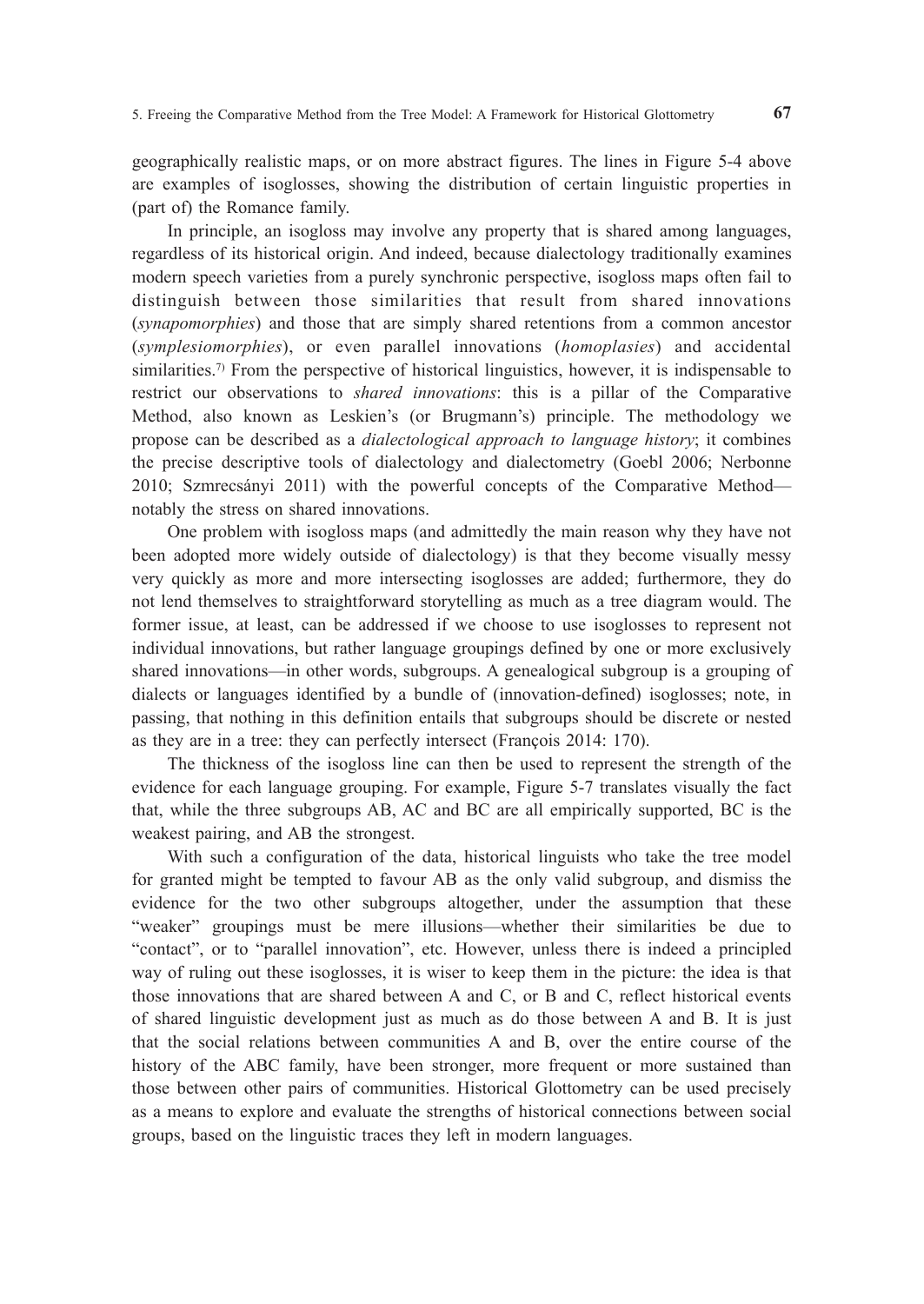geographically realistic maps, or on more abstract figures. The lines in Figure 5-4 above are examples of isoglosses, showing the distribution of certain linguistic properties in (part of) the Romance family.

In principle, an isogloss may involve any property that is shared among languages, regardless of its historical origin. And indeed, because dialectology traditionally examines modern speech varieties from a purely synchronic perspective, isogloss maps often fail to distinguish between those similarities that result from shared innovations (*synapomorphies*) and those that are simply shared retentions from a common ancestor (*symplesiomorphies*), or even parallel innovations (*homoplasies*) and accidental similarities.[7)] From the perspective of historical linguistics, however, it is indispensable to restrict our observations to *shared innovations*: this is a pillar of the Comparative Method, also known as Leskien's (or Brugmann's) principle. The methodology we propose can be described as a *dialectological approach to language history*; it combines the precise descriptive tools of dialectology and dialectometry (Goebl 2006; Nerbonne 2010; Szmrecsányi 2011) with the powerful concepts of the Comparative Method—notably the stress on shared innovations.

One problem with isogloss maps (and admittedly the main reason why they have not been adopted more widely outside of dialectology) is that they become visually messy very quickly as more and more intersecting isoglosses are added; furthermore, they do not lend themselves to straightforward storytelling as much as a tree diagram would. The former issue, at least, can be addressed if we choose to use isoglosses to represent not individual innovations, but rather language groupings defined by one or more exclusively shared innovations—in other words, subgroups. A genealogical subgroup is a grouping of dialects or languages identified by a bundle of (innovation-defined) isoglosses; note, in passing, that nothing in this definition entails that subgroups should be discrete or nested as they are in a tree: they can perfectly intersect (François 2014: 170).

The thickness of the isogloss line can then be used to represent the strength of the evidence for each language grouping. For example, Figure 5-7 translates visually the fact that, while the three subgroups AB, AC and BC are all empirically supported, BC is the weakest pairing, and AB the strongest.

With such a configuration of the data, historical linguists who take the tree model for granted might be tempted to favour AB as the only valid subgroup, and dismiss the evidence for the two other subgroups altogether, under the assumption that these "weaker" groupings must be mere illusions—whether their similarities be due to "contact", or to "parallel innovation", etc. However, unless there is indeed a principled way of ruling out these isoglosses, it is wiser to keep them in the picture: the idea is that those innovations that are shared between A and C, or B and C, reflect historical events of shared linguistic development just as much as do those between A and B. It is just that the social relations between communities A and B, over the entire course of the history of the ABC family, have been stronger, more frequent or more sustained than those between other pairs of communities. Historical Glottometry can be used precisely as a means to explore and evaluate the strengths of historical connections between social groups, based on the linguistic traces they left in modern languages.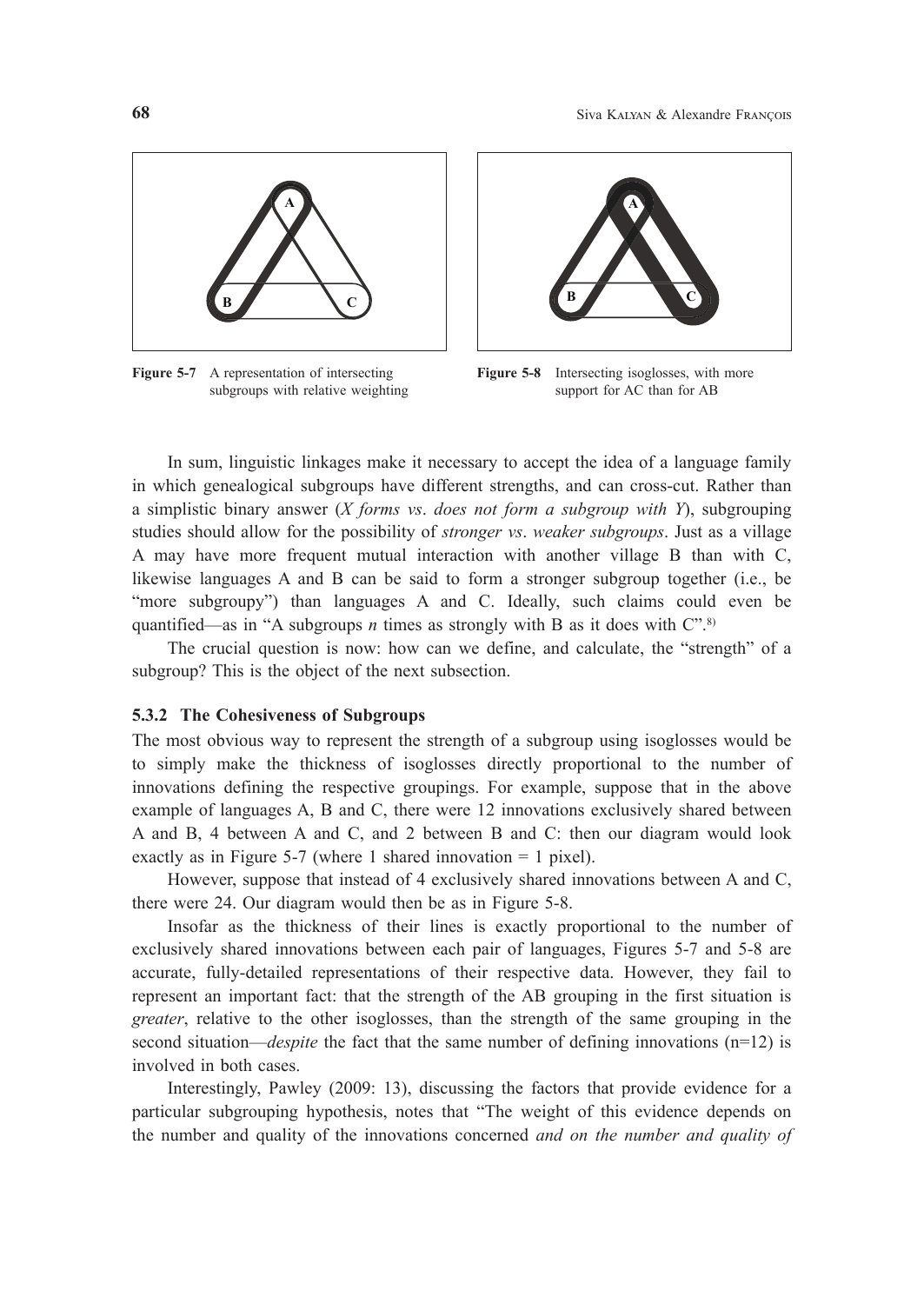Figure 5-7 A representation of intersecting subgroups with relative weighting

Figure 5-8 Intersecting isoglosses, with more support for AC than for AB

In sum, linguistic linkages make it necessary to accept the idea of a language family in which genealogical subgroups have different strengths, and can cross-cut. Rather than a simplistic binary answer (*X forms vs. does not form a subgroup with Y*), subgrouping studies should allow for the possibility of *stronger vs. weaker subgroups*. Just as a village A may have more frequent mutual interaction with another village B than with C, likewise languages A and B can be said to form a stronger subgroup together (i.e., be "more subgroupy") than languages A and C. Ideally, such claims could even be quantified—as in "A subgroups *n* times as strongly with B as it does with C".[8)]

The crucial question is now: how can we define, and calculate, the "strength" of a subgroup? This is the object of the next subsection.

### 5.3.2 The Cohesiveness of Subgroups

The most obvious way to represent the strength of a subgroup using isoglosses would be to simply make the thickness of isoglosses directly proportional to the number of innovations defining the respective groupings. For example, suppose that in the above example of languages A, B and C, there were 12 innovations exclusively shared between A and B, 4 between A and C, and 2 between B and C: then our diagram would look exactly as in Figure 5-7 (where 1 shared innovation = 1 pixel).

However, suppose that instead of 4 exclusively shared innovations between A and C, there were 24. Our diagram would then be as in Figure 5-8.

Insofar as the thickness of their lines is exactly proportional to the number of exclusively shared innovations between each pair of languages, Figures 5-7 and 5-8 are accurate, fully-detailed representations of their respective data. However, they fail to represent an important fact: that the strength of the AB grouping in the first situation is *greater*, relative to the other isoglosses, than the strength of the same grouping in the second situation—*despite* the fact that the same number of defining innovations (n=12) is involved in both cases.

Interestingly, Pawley (2009: 13), discussing the factors that provide evidence for a particular subgrouping hypothesis, notes that "The weight of this evidence depends on the number and quality of the innovations concerned *and on the number and quality of*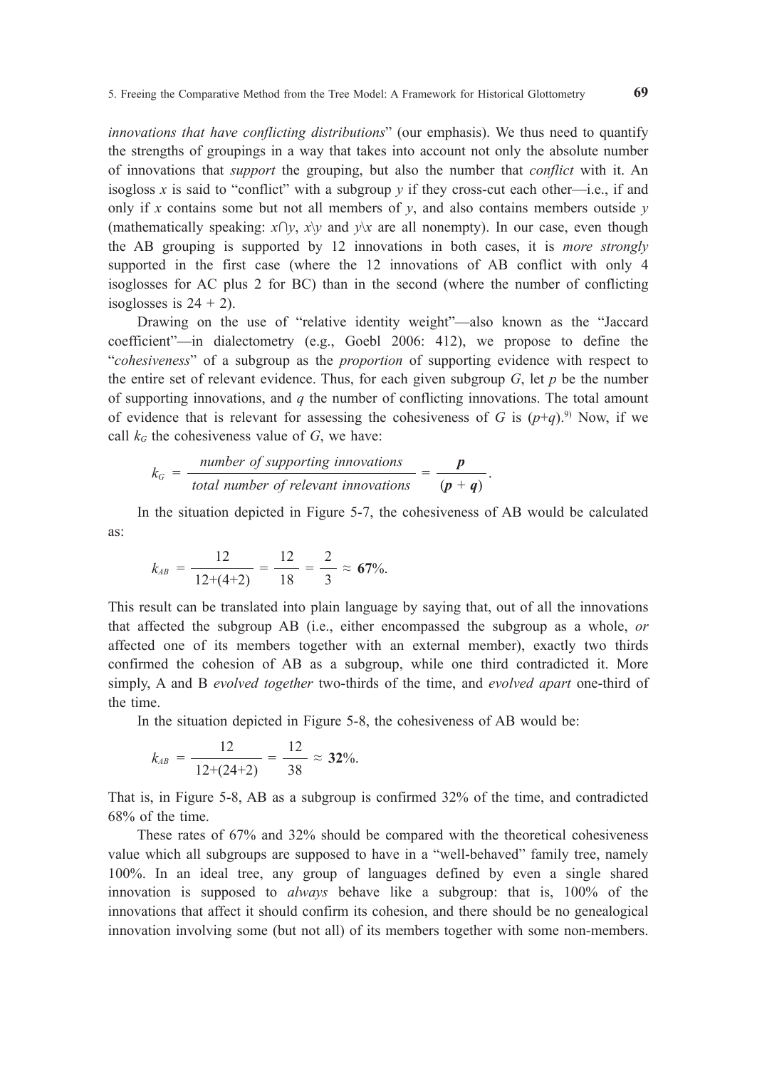*innovations that have conflicting distributions*" (our emphasis). We thus need to quantify the strengths of groupings in a way that takes into account not only the absolute number of innovations that *support* the grouping, but also the number that *conflict* with it. An isogloss $x$ is said to "conflict" with a subgroup $y$ if they cross-cut each other—i.e., if and only if $x$ contains some but not all members of $y$, and also contains members outside $y$ (mathematically speaking: $x \cap y$, $x \backslash y$ and $y \backslash x$ are all nonempty). In our case, even though the AB grouping is supported by 12 innovations in both cases, it is *more strongly* supported in the first case (where the 12 innovations of AB conflict with only 4 isoglosses for AC plus 2 for BC) than in the second (where the number of conflicting isoglosses is $24 + 2$).

Drawing on the use of "relative identity weight"—also known as the "Jaccard coefficient"—in dialectometry (e.g., Goebl 2006: 412), we propose to define the "*cohesiveness*" of a subgroup as the *proportion* of supporting evidence with respect to the entire set of relevant evidence. Thus, for each given subgroup $G$, let $p$ be the number of supporting innovations, and $q$ the number of conflicting innovations. The total amount of evidence that is relevant for assessing the cohesiveness of $G$ is $(p+q)$.[9] Now, if we call $k_G$ the cohesiveness value of $G$, we have:

$$k_G = \frac{\textit{number of supporting innovations}}{\textit{total number of relevant innovations}} = \frac{\boldsymbol{p}}{(\boldsymbol{p} + \boldsymbol{q})}.$$

In the situation depicted in Figure 5-7, the cohesiveness of AB would be calculated as:

$$k_{AB} = \frac{12}{12+(4+2)} = \frac{12}{18} = \frac{2}{3} \approx \mathbf{67\%}.$$

This result can be translated into plain language by saying that, out of all the innovations that affected the subgroup AB (i.e., either encompassed the subgroup as a whole, *or* affected one of its members together with an external member), exactly two thirds confirmed the cohesion of AB as a subgroup, while one third contradicted it. More simply, A and B *evolved together* two-thirds of the time, and *evolved apart* one-third of the time.

In the situation depicted in Figure 5-8, the cohesiveness of AB would be:

$$k_{AB} = \frac{12}{12+(24+2)} = \frac{12}{38} \approx \mathbf{32\%}.$$

That is, in Figure 5-8, AB as a subgroup is confirmed 32% of the time, and contradicted 68% of the time.

These rates of 67% and 32% should be compared with the theoretical cohesiveness value which all subgroups are supposed to have in a "well-behaved" family tree, namely 100%. In an ideal tree, any group of languages defined by even a single shared innovation is supposed to *always* behave like a subgroup: that is, 100% of the innovations that affect it should confirm its cohesion, and there should be no genealogical innovation involving some (but not all) of its members together with some non-members.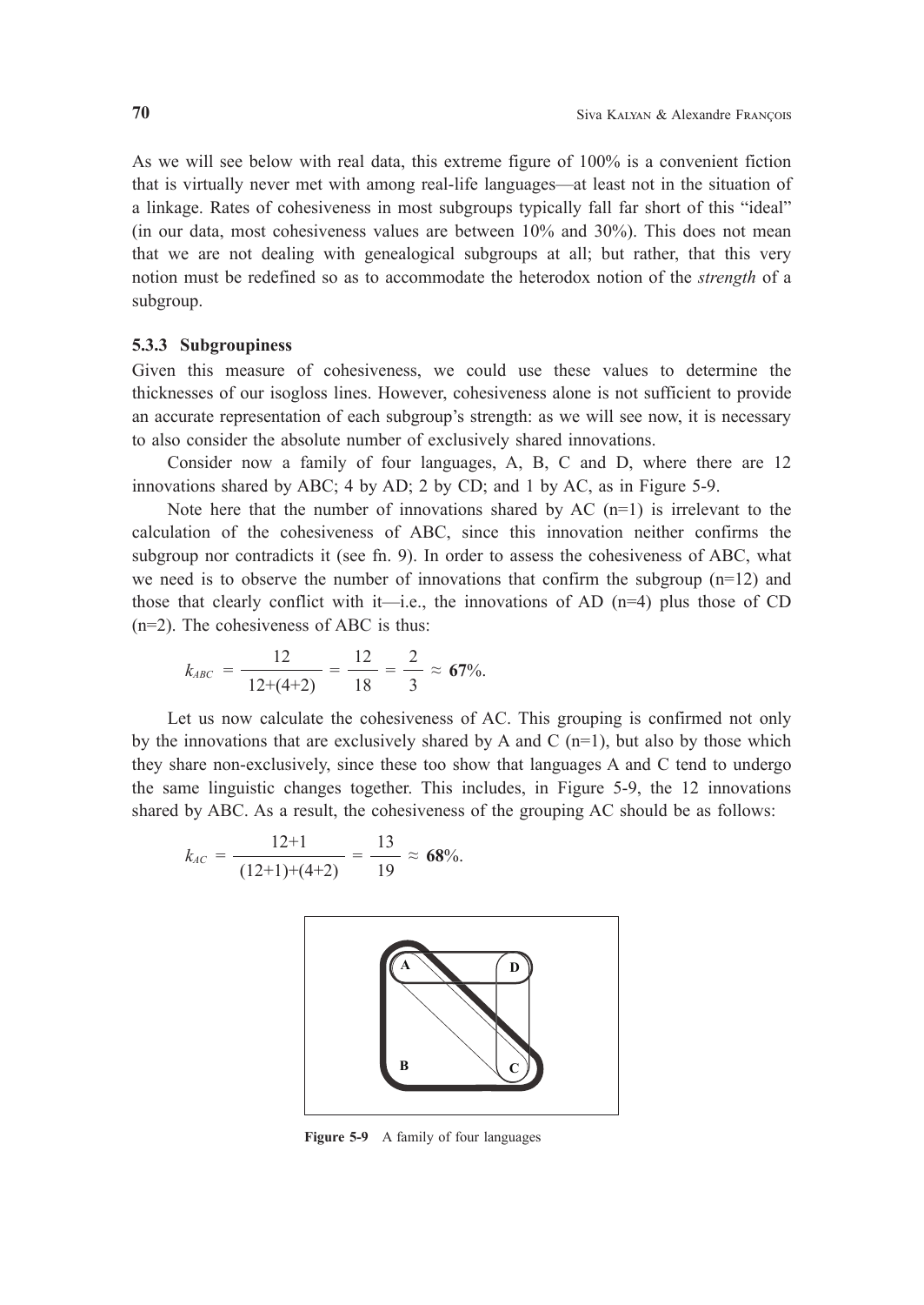As we will see below with real data, this extreme figure of 100% is a convenient fiction that is virtually never met with among real-life languages—at least not in the situation of a linkage. Rates of cohesiveness in most subgroups typically fall far short of this "ideal" (in our data, most cohesiveness values are between 10% and 30%). This does not mean that we are not dealing with genealogical subgroups at all; but rather, that this very notion must be redefined so as to accommodate the heterodox notion of the *strength* of a subgroup.

### 5.3.3 Subgroupiness

Given this measure of cohesiveness, we could use these values to determine the thicknesses of our isogloss lines. However, cohesiveness alone is not sufficient to provide an accurate representation of each subgroup's strength: as we will see now, it is necessary to also consider the absolute number of exclusively shared innovations.

Consider now a family of four languages, A, B, C and D, where there are 12 innovations shared by ABC; 4 by AD; 2 by CD; and 1 by AC, as in Figure 5-9.

Note here that the number of innovations shared by AC (n=1) is irrelevant to the calculation of the cohesiveness of ABC, since this innovation neither confirms the subgroup nor contradicts it (see fn. 9). In order to assess the cohesiveness of ABC, what we need is to observe the number of innovations that confirm the subgroup (n=12) and those that clearly conflict with it—i.e., the innovations of AD (n=4) plus those of CD (n=2). The cohesiveness of ABC is thus:

$$k_{ABC} = \frac{12}{12+(4+2)} = \frac{12}{18} = \frac{2}{3} \approx \mathbf{67}\%.$$

Let us now calculate the cohesiveness of AC. This grouping is confirmed not only by the innovations that are exclusively shared by A and C (n=1), but also by those which they share non-exclusively, since these too show that languages A and C tend to undergo the same linguistic changes together. This includes, in Figure 5-9, the 12 innovations shared by ABC. As a result, the cohesiveness of the grouping AC should be as follows:

$$k_{AC} = \frac{12+1}{(12+1)+(4+2)} = \frac{13}{19} \approx \mathbf{68}\%.$$

**Figure 5-9** A family of four languages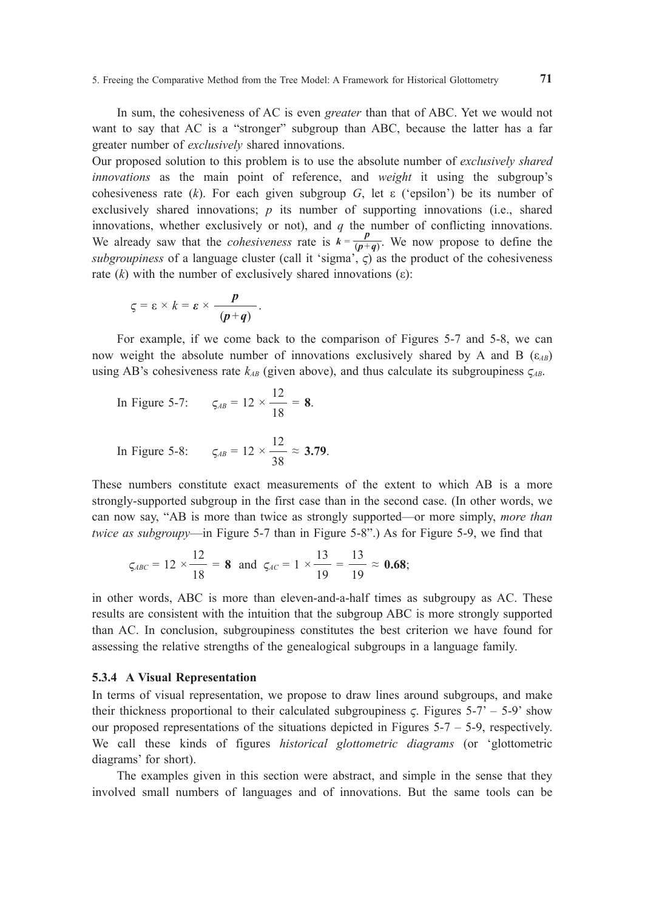In sum, the cohesiveness of AC is even *greater* than that of ABC. Yet we would not want to say that AC is a "stronger" subgroup than ABC, because the latter has a far greater number of *exclusively* shared innovations.

Our proposed solution to this problem is to use the absolute number of *exclusively shared innovations* as the main point of reference, and *weight* it using the subgroup's cohesiveness rate ($k$). For each given subgroup $G$, let $\varepsilon$ ('epsilon') be its number of exclusively shared innovations; $p$ its number of supporting innovations (i.e., shared innovations, whether exclusively or not), and $q$ the number of conflicting innovations. We already saw that the *cohesiveness* rate is $k = \frac{p}{(p+q)}$. We now propose to define the *subgroupiness* of a language cluster (call it 'sigma', $\varsigma$) as the product of the cohesiveness rate ($k$) with the number of exclusively shared innovations ($\varepsilon$):

$$\varsigma = \varepsilon \times k = \varepsilon \times \frac{p}{(p+q)}.$$

For example, if we come back to the comparison of Figures 5-7 and 5-8, we can now weight the absolute number of innovations exclusively shared by A and B ($\varepsilon_{AB}$) using AB's cohesiveness rate $k_{AB}$ (given above), and thus calculate its subgroupiness $\varsigma_{AB}$.

In Figure 5-7: $\varsigma_{AB} = 12 \times \frac{12}{18} = \mathbf{8}$.

In Figure 5-8: $\varsigma_{AB} = 12 \times \frac{12}{38} \approx \mathbf{3.79}$.

These numbers constitute exact measurements of the extent to which AB is a more strongly-supported subgroup in the first case than in the second case. (In other words, we can now say, "AB is more than twice as strongly supported—or more simply, *more than twice as subgroupy*—in Figure 5-7 than in Figure 5-8".) As for Figure 5-9, we find that

$$\varsigma_{ABC} = 12 \times \frac{12}{18} = \mathbf{8} \text{ and } \varsigma_{AC} = 1 \times \frac{13}{19} = \frac{13}{19} \approx \mathbf{0.68};$$

in other words, ABC is more than eleven-and-a-half times as subgroupy as AC. These results are consistent with the intuition that the subgroup ABC is more strongly supported than AC. In conclusion, subgroupiness constitutes the best criterion we have found for assessing the relative strengths of the genealogical subgroups in a language family.

### 5.3.4 A Visual Representation

In terms of visual representation, we propose to draw lines around subgroups, and make their thickness proportional to their calculated subgroupiness $\varsigma$. Figures 5-7' – 5-9' show our proposed representations of the situations depicted in Figures 5-7 – 5-9, respectively. We call these kinds of figures *historical glottometric diagrams* (or 'glottometric diagrams' for short).

The examples given in this section were abstract, and simple in the sense that they involved small numbers of languages and of innovations. But the same tools can be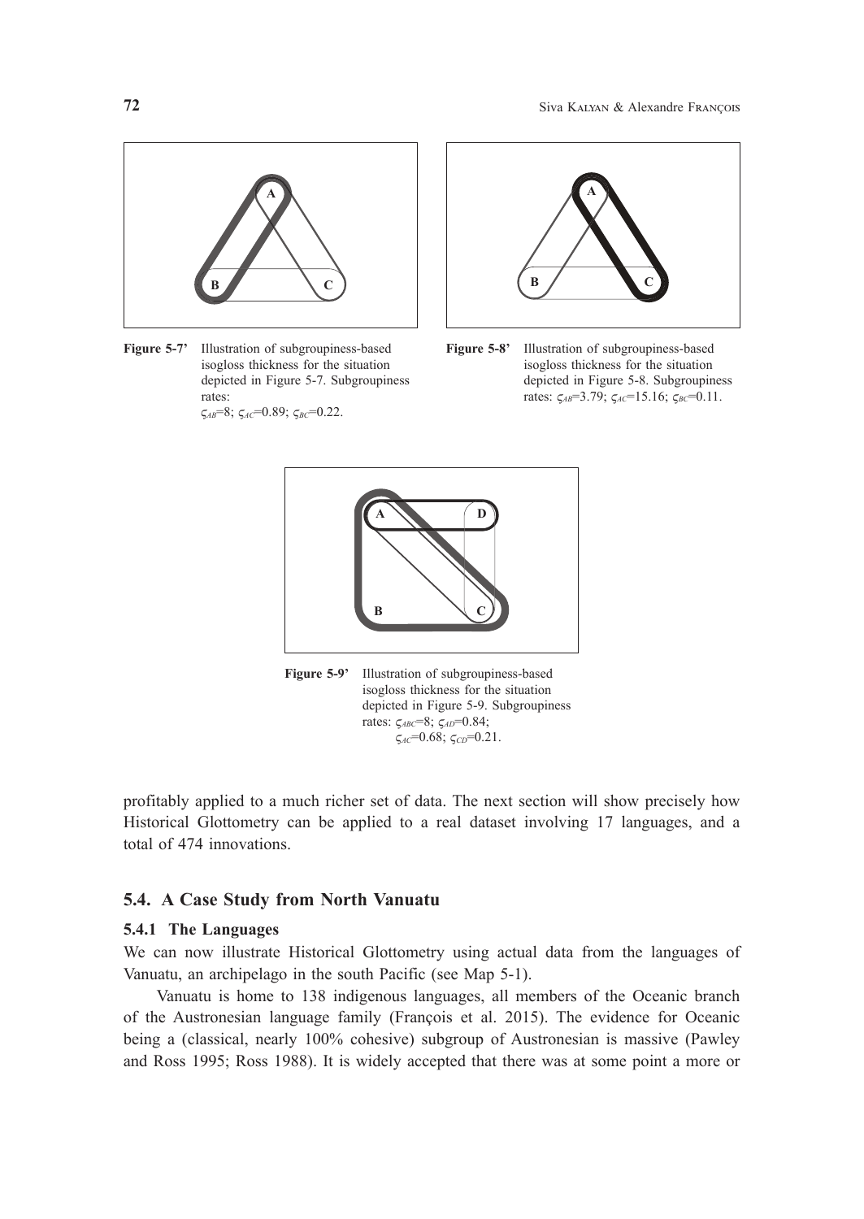Figure 5-7' Illustration of subgroupiness-based isogloss thickness for the situation depicted in Figure 5-7. Subgroupiness rates: $\varsigma_{AB}$=8; $\varsigma_{AC}$=0.89; $\varsigma_{BC}$=0.22.

Figure 5-8' Illustration of subgroupiness-based isogloss thickness for the situation depicted in Figure 5-8. Subgroupiness rates: $\varsigma_{AB}$=3.79; $\varsigma_{AC}$=15.16; $\varsigma_{BC}$=0.11.

Figure 5-9' Illustration of subgroupiness-based isogloss thickness for the situation depicted in Figure 5-9. Subgroupiness rates: $\varsigma_{ABC}$=8; $\varsigma_{AD}$=0.84; $\varsigma_{AC}$=0.68; $\varsigma_{CD}$=0.21.

profitably applied to a much richer set of data. The next section will show precisely how Historical Glottometry can be applied to a real dataset involving 17 languages, and a total of 474 innovations.

## 5.4. A Case Study from North Vanuatu

### 5.4.1 The Languages

We can now illustrate Historical Glottometry using actual data from the languages of Vanuatu, an archipelago in the south Pacific (see Map 5-1).

Vanuatu is home to 138 indigenous languages, all members of the Oceanic branch of the Austronesian language family (François et al. 2015). The evidence for Oceanic being a (classical, nearly 100% cohesive) subgroup of Austronesian is massive (Pawley and Ross 1995; Ross 1988). It is widely accepted that there was at some point a more or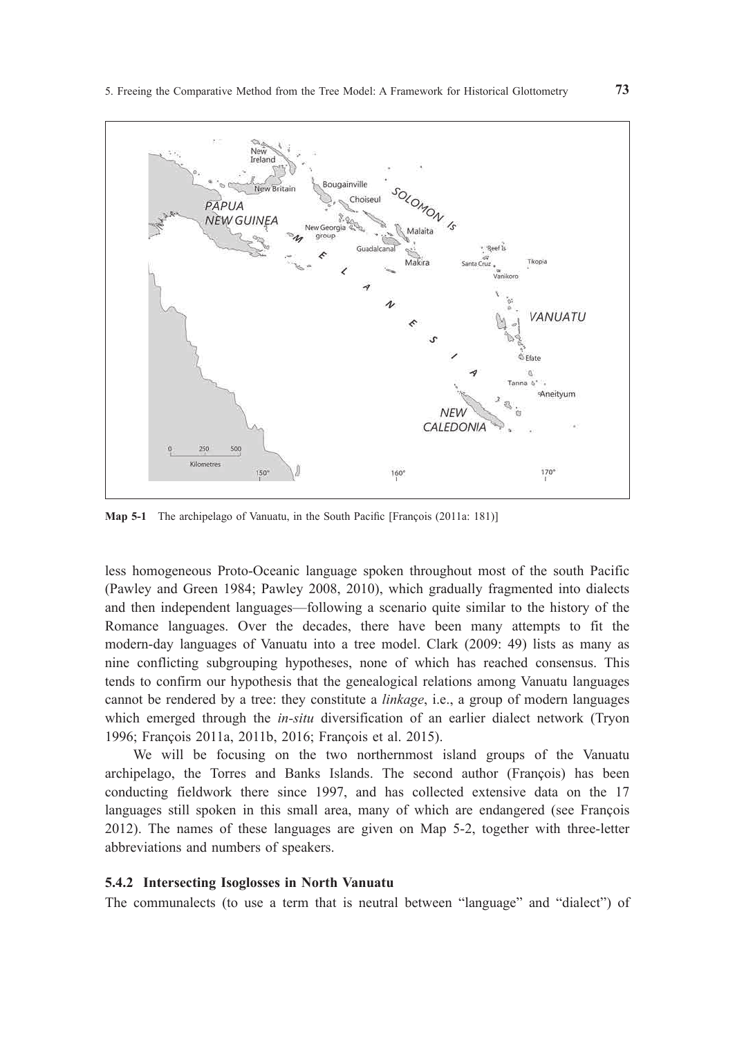**Map 5-1** The archipelago of Vanuatu, in the South Pacific [François (2011a: 181)]

less homogeneous Proto-Oceanic language spoken throughout most of the south Pacific (Pawley and Green 1984; Pawley 2008, 2010), which gradually fragmented into dialects and then independent languages—following a scenario quite similar to the history of the Romance languages. Over the decades, there have been many attempts to fit the modern-day languages of Vanuatu into a tree model. Clark (2009: 49) lists as many as nine conflicting subgrouping hypotheses, none of which has reached consensus. This tends to confirm our hypothesis that the genealogical relations among Vanuatu languages cannot be rendered by a tree: they constitute a *linkage*, i.e., a group of modern languages which emerged through the *in-situ* diversification of an earlier dialect network (Tryon 1996; François 2011a, 2011b, 2016; François et al. 2015).

We will be focusing on the two northernmost island groups of the Vanuatu archipelago, the Torres and Banks Islands. The second author (François) has been conducting fieldwork there since 1997, and has collected extensive data on the 17 languages still spoken in this small area, many of which are endangered (see François 2012). The names of these languages are given on Map 5-2, together with three-letter abbreviations and numbers of speakers.

### 5.4.2 Intersecting Isoglosses in North Vanuatu

The communalects (to use a term that is neutral between "language" and "dialect") of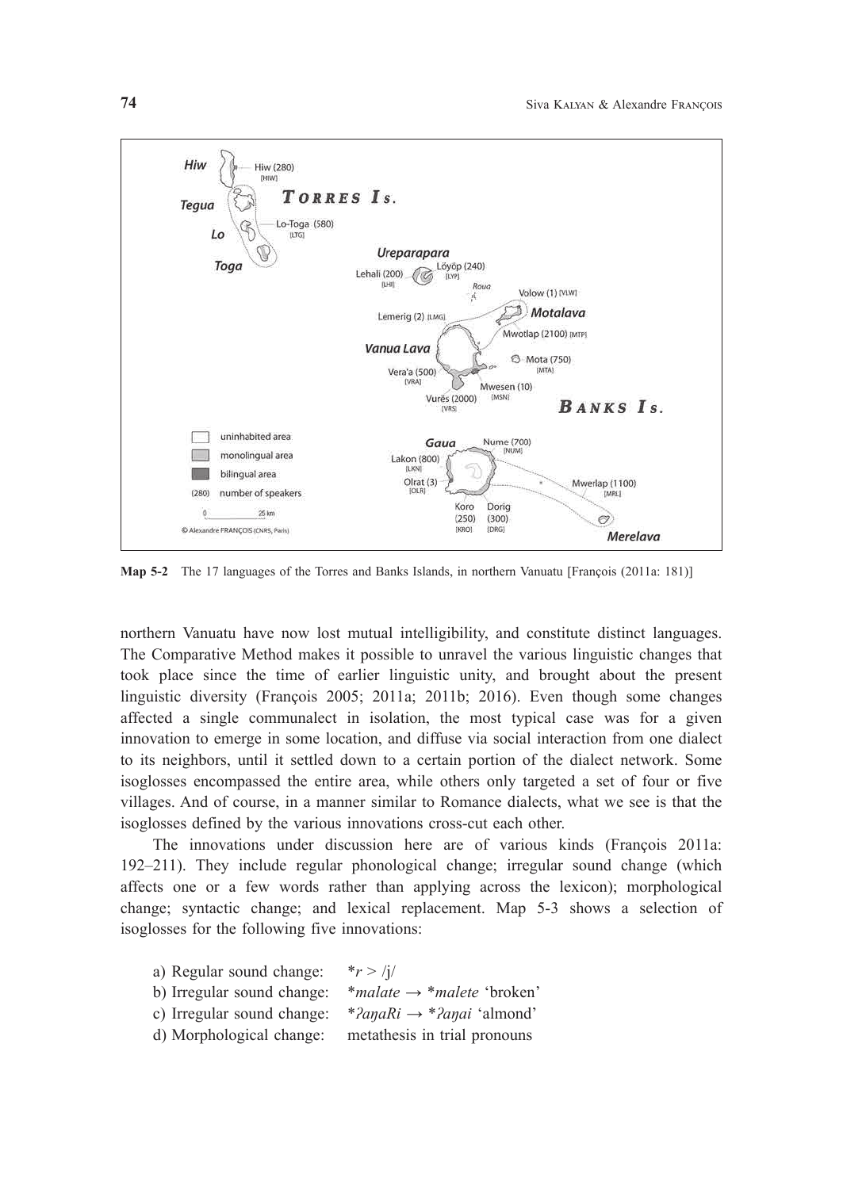**Map 5-2** The 17 languages of the Torres and Banks Islands, in northern Vanuatu [François (2011a: 181)]

northern Vanuatu have now lost mutual intelligibility, and constitute distinct languages. The Comparative Method makes it possible to unravel the various linguistic changes that took place since the time of earlier linguistic unity, and brought about the present linguistic diversity (François 2005; 2011a; 2011b; 2016). Even though some changes affected a single communalect in isolation, the most typical case was for a given innovation to emerge in some location, and diffuse via social interaction from one dialect to its neighbors, until it settled down to a certain portion of the dialect network. Some isoglosses encompassed the entire area, while others only targeted a set of four or five villages. And of course, in a manner similar to Romance dialects, what we see is that the isoglosses defined by the various innovations cross-cut each other.

The innovations under discussion here are of various kinds (François 2011a: 192–211). They include regular phonological change; irregular sound change (which affects one or a few words rather than applying across the lexicon); morphological change; syntactic change; and lexical replacement. Map 5-3 shows a selection of isoglosses for the following five innovations:

a) Regular sound change: \**r* > /j/
b) Irregular sound change: \**malate* → \**malete* 'broken'
c) Irregular sound change: \**ʔaŋaRi* → \**ʔaŋai* 'almond'
d) Morphological change: metathesis in trial pronouns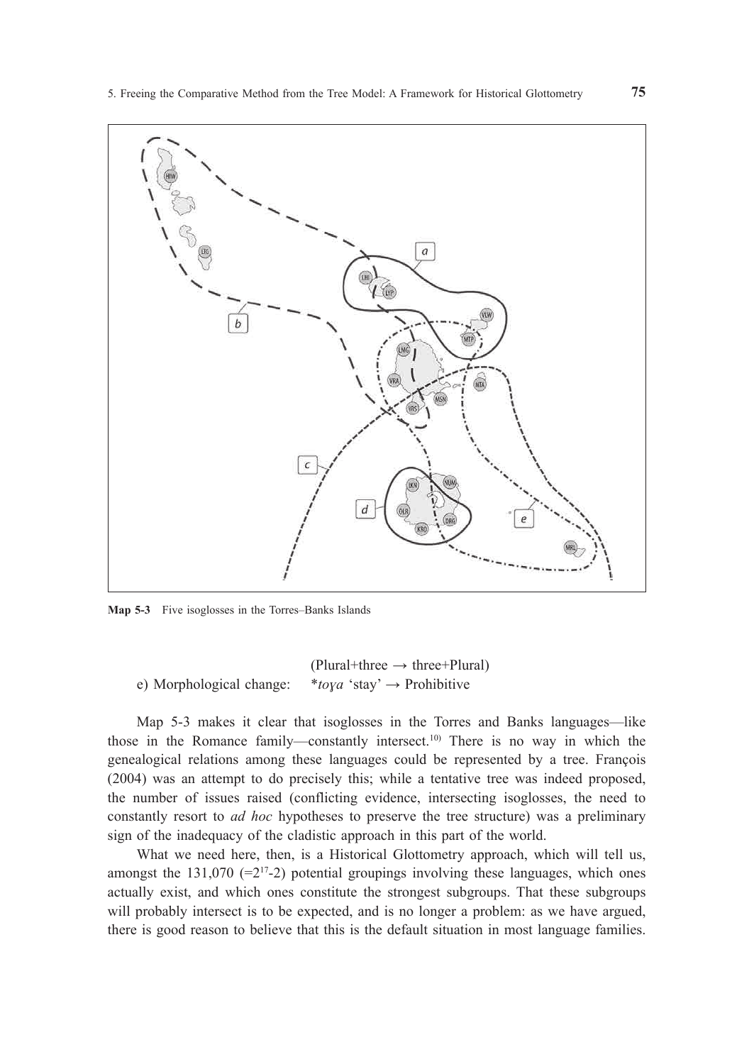Map 5-3 Five isoglosses in the Torres–Banks Islands

(Plural+three → three+Plural)

e) Morphological change: \**toɣa* 'stay' → Prohibitive

Map 5-3 makes it clear that isoglosses in the Torres and Banks languages—like those in the Romance family—constantly intersect.[10)] There is no way in which the genealogical relations among these languages could be represented by a tree. François (2004) was an attempt to do precisely this; while a tentative tree was indeed proposed, the number of issues raised (conflicting evidence, intersecting isoglosses, the need to constantly resort to *ad hoc* hypotheses to preserve the tree structure) was a preliminary sign of the inadequacy of the cladistic approach in this part of the world.

What we need here, then, is a Historical Glottometry approach, which will tell us, amongst the 131,070 ($=2^{17}-2$) potential groupings involving these languages, which ones actually exist, and which ones constitute the strongest subgroups. That these subgroups will probably intersect is to be expected, and is no longer a problem: as we have argued, there is good reason to believe that this is the default situation in most language families.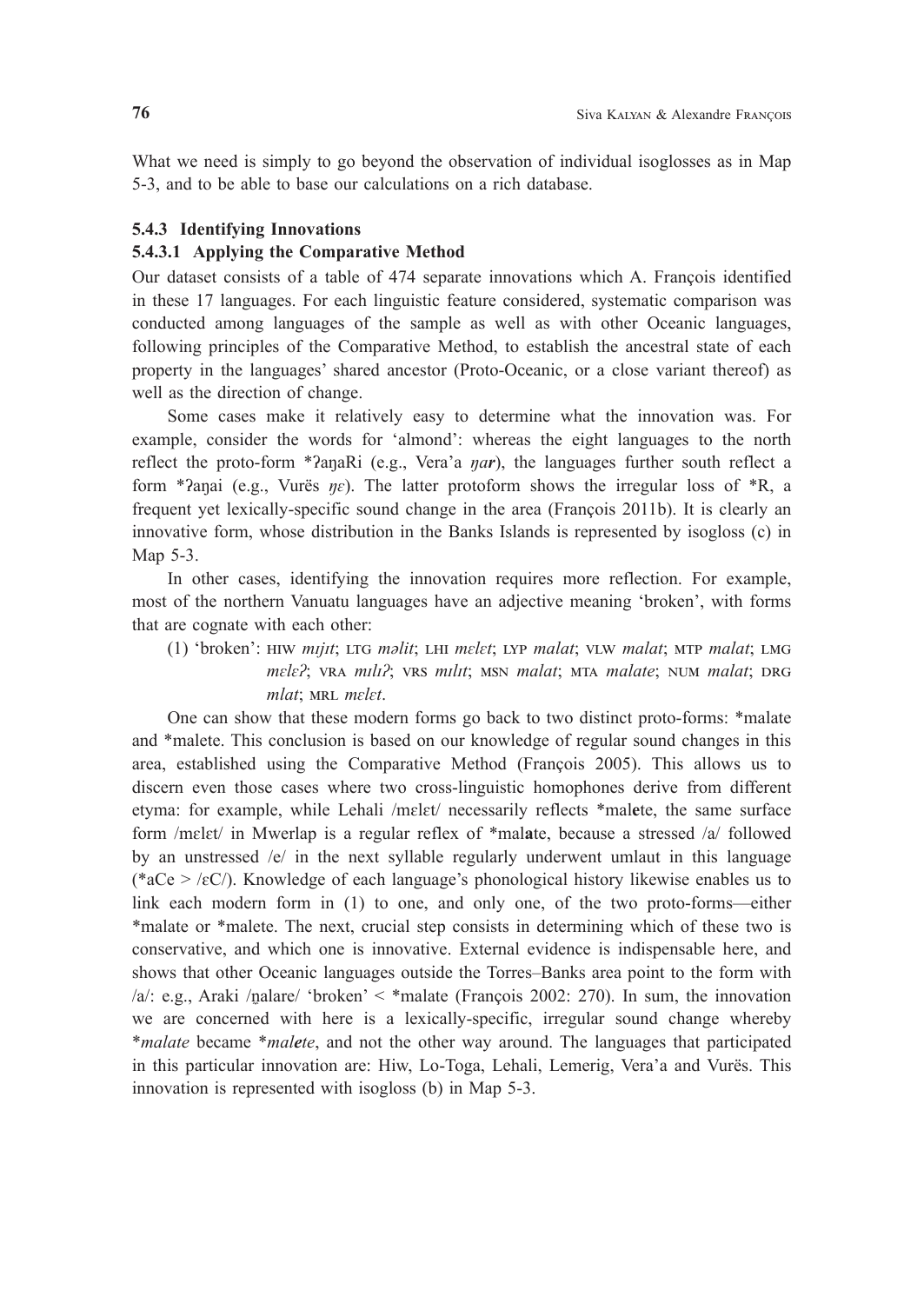What we need is simply to go beyond the observation of individual isoglosses as in Map 5-3, and to be able to base our calculations on a rich database.

### 5.4.3 Identifying Innovations

#### 5.4.3.1 Applying the Comparative Method

Our dataset consists of a table of 474 separate innovations which A. François identified in these 17 languages. For each linguistic feature considered, systematic comparison was conducted among languages of the sample as well as with other Oceanic languages, following principles of the Comparative Method, to establish the ancestral state of each property in the languages' shared ancestor (Proto-Oceanic, or a close variant thereof) as well as the direction of change.

Some cases make it relatively easy to determine what the innovation was. For example, consider the words for 'almond': whereas the eight languages to the north reflect the proto-form *ʔaŋaRi (e.g., Vera'a *ŋa**r***), the languages further south reflect a form *ʔaŋai (e.g., Vurës *ŋɛ*). The latter protoform shows the irregular loss of *R, a frequent yet lexically-specific sound change in the area (François 2011b). It is clearly an innovative form, whose distribution in the Banks Islands is represented by isogloss (c) in Map 5-3.

In other cases, identifying the innovation requires more reflection. For example, most of the northern Vanuatu languages have an adjective meaning 'broken', with forms that are cognate with each other:

(1) 'broken': HIW *mɪjɪt*; LTG *məlit*; LHI *mɛlɛt*; LYP *malat*; VLW *malat*; MTP *malat*; LMG *mɛlɛʔ*; VRA *mɪlɪʔ*; VRS *mɪlɪt*; MSN *malat*; MTA *malate*; NUM *malat*; DRG *mlat*; MRL *mɛlɛt*.

One can show that these modern forms go back to two distinct proto-forms: *malate and *malete. This conclusion is based on our knowledge of regular sound changes in this area, established using the Comparative Method (François 2005). This allows us to discern even those cases where two cross-linguistic homophones derive from different etyma: for example, while Lehali /mɛlɛt/ necessarily reflects *mal**e**te, the same surface form /mɛlɛt/ in Mwerlap is a regular reflex of *mal**a**te, because a stressed /a/ followed by an unstressed /e/ in the next syllable regularly underwent umlaut in this language (*aCe > /ɛC/). Knowledge of each language's phonological history likewise enables us to link each modern form in (1) to one, and only one, of the two proto-forms—either *malate or *malete. The next, crucial step consists in determining which of these two is conservative, and which one is innovative. External evidence is indispensable here, and shows that other Oceanic languages outside the Torres–Banks area point to the form with /a/: e.g., Araki /n̪alare/ 'broken' < *malate (François 2002: 270). In sum, the innovation we are concerned with here is a lexically-specific, irregular sound change whereby **malate* became **mal**e**te*, and not the other way around. The languages that participated in this particular innovation are: Hiw, Lo-Toga, Lehali, Lemerig, Vera'a and Vurës. This innovation is represented with isogloss (b) in Map 5-3.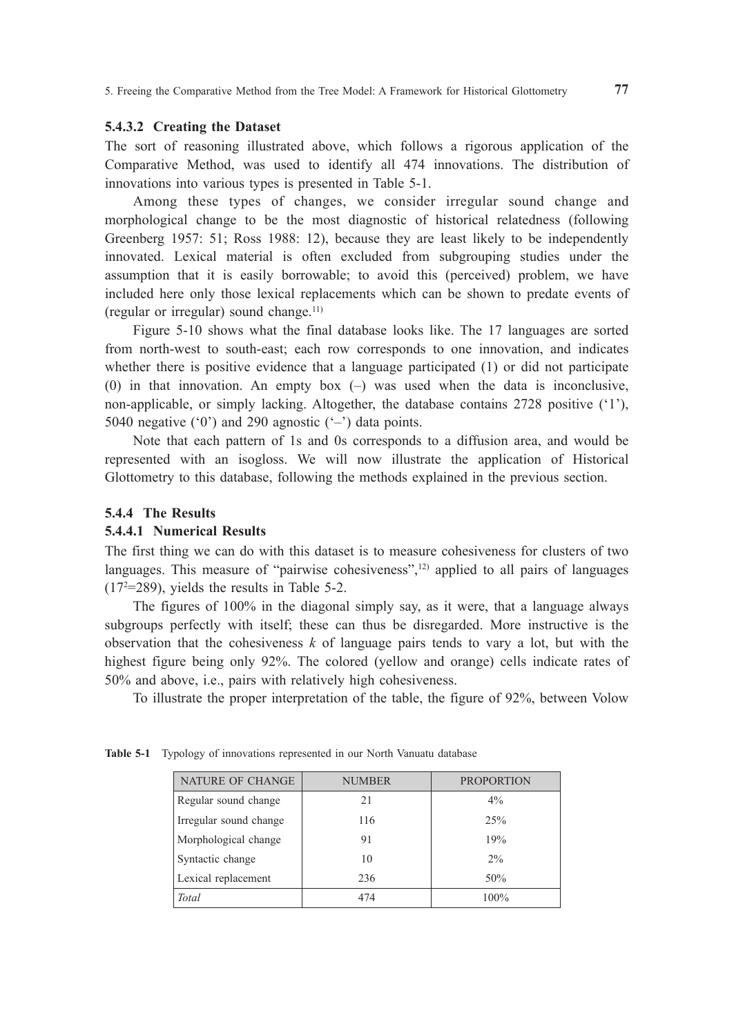#### 5.4.3.2 Creating the Dataset

The sort of reasoning illustrated above, which follows a rigorous application of the Comparative Method, was used to identify all 474 innovations. The distribution of innovations into various types is presented in Table 5-1.

Among these types of changes, we consider irregular sound change and morphological change to be the most diagnostic of historical relatedness (following Greenberg 1957: 51; Ross 1988: 12), because they are least likely to be independently innovated. Lexical material is often excluded from subgrouping studies under the assumption that it is easily borrowable; to avoid this (perceived) problem, we have included here only those lexical replacements which can be shown to predate events of (regular or irregular) sound change.[11]

Figure 5-10 shows what the final database looks like. The 17 languages are sorted from north-west to south-east; each row corresponds to one innovation, and indicates whether there is positive evidence that a language participated (1) or did not participate (0) in that innovation. An empty box (–) was used when the data is inconclusive, non-applicable, or simply lacking. Altogether, the database contains 2728 positive ('1'), 5040 negative ('0') and 290 agnostic ('–') data points.

Note that each pattern of 1s and 0s corresponds to a diffusion area, and would be represented with an isogloss. We will now illustrate the application of Historical Glottometry to this database, following the methods explained in the previous section.

### 5.4.4 The Results

#### 5.4.4.1 Numerical Results

The first thing we can do with this dataset is to measure cohesiveness for clusters of two languages. This measure of "pairwise cohesiveness",[12] applied to all pairs of languages ($17^2$=289), yields the results in Table 5-2.

The figures of 100% in the diagonal simply say, as it were, that a language always subgroups perfectly with itself; these can thus be disregarded. More instructive is the observation that the cohesiveness $k$ of language pairs tends to vary a lot, but with the highest figure being only 92%. The colored (yellow and orange) cells indicate rates of 50% and above, i.e., pairs with relatively high cohesiveness.

To illustrate the proper interpretation of the table, the figure of 92%, between Volow

**Table 5-1** Typology of innovations represented in our North Vanuatu database

| NATURE OF CHANGE | NUMBER | PROPORTION |
|---|---|---|
| Regular sound change | 21 | 4% |
| Irregular sound change | 116 | 25% |
| Morphological change | 91 | 19% |
| Syntactic change | 10 | 2% |
| Lexical replacement | 236 | 50% |
| *Total* | 474 | 100% |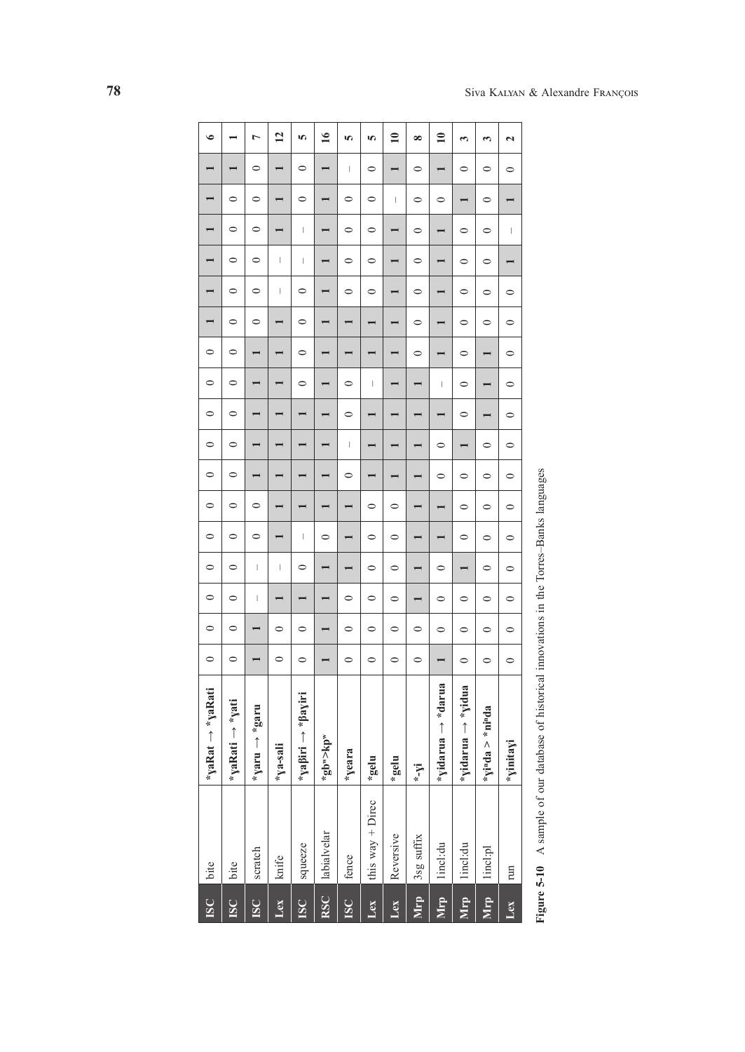| | | | | | | | | | | | | | | | | | | | |
|---|---|---|---|---|---|---|---|---|---|---|---|---|---|---|---|---|---|---|---|
| **ISC** | bite | ***ɣaRat → *ɣaRati** | 0 | 0 | 0 | 0 | 0 | 0 | 0 | 0 | 0 | 0 | 1 | 1 | 1 | 1 | 1 | 1 | **6** |
| **ISC** | bite | ***ɣaRati → *ɣati** | 0 | 0 | 0 | 0 | 0 | 0 | 0 | 0 | 0 | 0 | 0 | 0 | 0 | 0 | 0 | 1 | **1** |
| **ISC** | scratch | ***ɣaru → *garu** | 1 | 1 | – | – | 0 | 1 | 1 | 1 | 1 | 1 | 0 | 0 | 0 | 0 | 0 | 0 | **7** |
| **Lex** | knife | ***ɣa-sali** | 0 | 0 | 1 | – | 1 | 1 | 1 | 1 | 1 | 1 | 1 | – | – | 1 | 1 | 1 | **12** |
| **ISC** | squeeze | ***ɣaβiri → *βaɣiri** | 0 | 0 | 1 | 0 | – | 1 | 1 | 1 | 1 | 0 | 0 | 0 | – | – | 0 | 0 | **5** |
| **RSC** | labialvelar | ***gbʷ>kpʷ** | 1 | 1 | 1 | 1 | 0 | 1 | 1 | 1 | 1 | 1 | 1 | 1 | 1 | 1 | 1 | 1 | **16** |
| **ISC** | fence | ***ɣeara** | 0 | 0 | 0 | 1 | 1 | 1 | 0 | – | 0 | 0 | 1 | 1 | 0 | 0 | 0 | – | **5** |
| **Lex** | this way + Direc | ***gelu** | 0 | 0 | 0 | 0 | 0 | 0 | 1 | 1 | 1 | – | 1 | 1 | 0 | 0 | 0 | 0 | **5** |
| **Lex** | Reversive | ***gelu** | 0 | 0 | 0 | 0 | 0 | 0 | 1 | 1 | 1 | 1 | 1 | 1 | 1 | 1 | – | 1 | **10** |
| **Mrp** | 3sg suffix | ***-ɣi** | 0 | 0 | 1 | 1 | 1 | 1 | 1 | 1 | 1 | 1 | 0 | 0 | 0 | 0 | 0 | 0 | **8** |
| **Mrp** | 1incl:du | ***ɣidarua → *darua** | 1 | 0 | 0 | 0 | 1 | 1 | 0 | 1 | – | 1 | 1 | 1 | 1 | 1 | 0 | 1 | **10** |
| **Mrp** | 1incl:du | ***ɣidarua → *ɣidua** | 0 | 0 | 1 | 0 | 0 | 0 | 1 | 0 | 0 | 0 | 0 | 0 | 0 | 0 | 1 | 0 | **3** |
| **Mrp** | 1incl:pl | ***ɣiⁿda > *niⁿda** | 0 | 0 | 0 | 0 | 0 | 0 | 0 | 1 | 1 | 1 | 0 | 0 | 0 | 0 | 0 | 0 | **3** |
| **Lex** | run | ***ɣinitaɣi** | 0 | 0 | 0 | 0 | 0 | 0 | 0 | 0 | 0 | 0 | 0 | 0 | 1 | – | 1 | 0 | **2** |

**Figure 5-10** A sample of our database of historical innovations in the Torres–Banks languages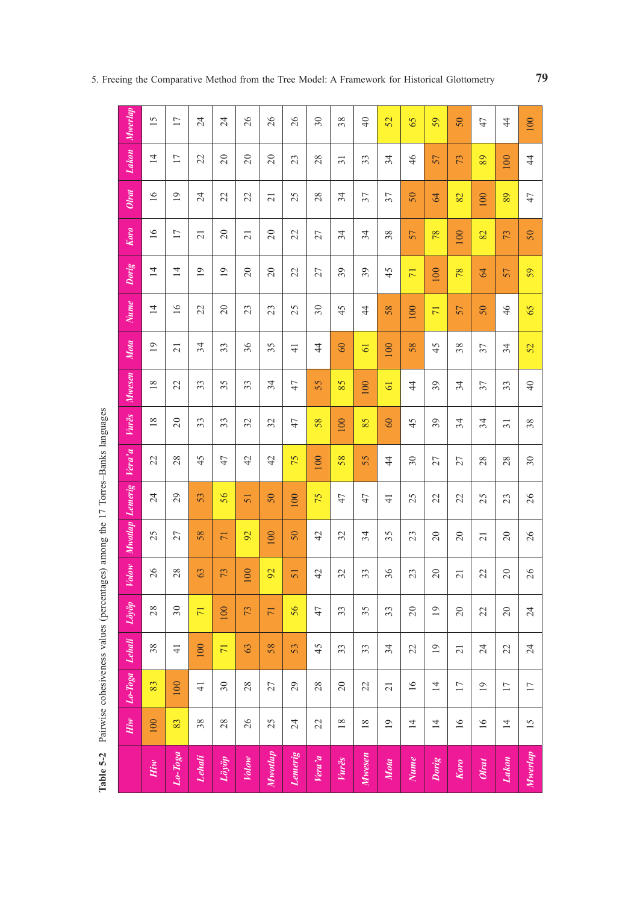**Table 5-2** Pairwise cohesiveness values (percentages) among the 17 Torres–Banks languages

| | *Hiw* | *Lo-Toga* | *Lehali* | *Löyöp* | *Volow* | *Mwotlap* | *Lemerig* | *Vera'a* | *Vurës* | *Mwesen* | *Mota* | *Nume* | *Dorig* | *Koro* | *Olrat* | *Lakon* | *Mwerlap* |
|---|---|---|---|---|---|---|---|---|---|---|---|---|---|---|---|---|---|
| ***Hiw*** | 100 | 83 | 38 | 28 | 26 | 25 | 24 | 22 | 18 | 18 | 19 | 14 | 14 | 16 | 16 | 14 | 15 |
| ***Lo-Toga*** | 83 | 100 | 41 | 30 | 28 | 27 | 29 | 28 | 20 | 22 | 21 | 16 | 14 | 17 | 19 | 17 | 17 |
| ***Lehali*** | 38 | 41 | 100 | 71 | 63 | 58 | 53 | 45 | 33 | 33 | 34 | 22 | 19 | 21 | 24 | 22 | 24 |
| ***Löyöp*** | 28 | 30 | 71 | 100 | 73 | 71 | 56 | 47 | 33 | 35 | 33 | 20 | 19 | 20 | 22 | 20 | 24 |
| ***Volow*** | 26 | 28 | 63 | 73 | 100 | 92 | 51 | 42 | 32 | 33 | 36 | 23 | 20 | 21 | 22 | 20 | 26 |
| ***Mwotlap*** | 25 | 27 | 58 | 71 | 92 | 100 | 50 | 42 | 32 | 34 | 35 | 23 | 20 | 20 | 21 | 20 | 26 |
| ***Lemerig*** | 24 | 29 | 53 | 56 | 51 | 50 | 100 | 75 | 47 | 47 | 41 | 25 | 22 | 22 | 25 | 23 | 26 |
| ***Vera'a*** | 22 | 28 | 45 | 47 | 42 | 42 | 75 | 100 | 58 | 55 | 44 | 30 | 27 | 27 | 28 | 28 | 30 |
| ***Vurës*** | 18 | 20 | 33 | 33 | 32 | 32 | 47 | 58 | 100 | 85 | 60 | 45 | 39 | 34 | 34 | 31 | 38 |
| ***Mwesen*** | 18 | 22 | 33 | 35 | 33 | 34 | 47 | 55 | 85 | 100 | 61 | 44 | 39 | 34 | 37 | 33 | 40 |
| ***Mota*** | 19 | 21 | 34 | 33 | 36 | 35 | 41 | 44 | 60 | 61 | 100 | 58 | 45 | 38 | 37 | 34 | 52 |
| ***Nume*** | 14 | 16 | 22 | 20 | 23 | 23 | 25 | 30 | 45 | 44 | 58 | 100 | 71 | 57 | 50 | 46 | 65 |
| ***Dorig*** | 14 | 14 | 19 | 19 | 20 | 20 | 22 | 27 | 39 | 39 | 45 | 71 | 100 | 78 | 64 | 57 | 59 |
| ***Koro*** | 16 | 17 | 21 | 20 | 21 | 20 | 22 | 27 | 34 | 34 | 38 | 57 | 78 | 100 | 82 | 73 | 50 |
| ***Olrat*** | 16 | 19 | 24 | 22 | 22 | 21 | 25 | 28 | 34 | 37 | 37 | 50 | 64 | 82 | 100 | 89 | 47 |
| ***Lakon*** | 14 | 17 | 22 | 20 | 20 | 20 | 23 | 28 | 31 | 33 | 34 | 46 | 57 | 73 | 89 | 100 | 44 |
| ***Mwerlap*** | 15 | 17 | 24 | 24 | 26 | 26 | 26 | 30 | 38 | 40 | 52 | 65 | 59 | 50 | 47 | 44 | 100 |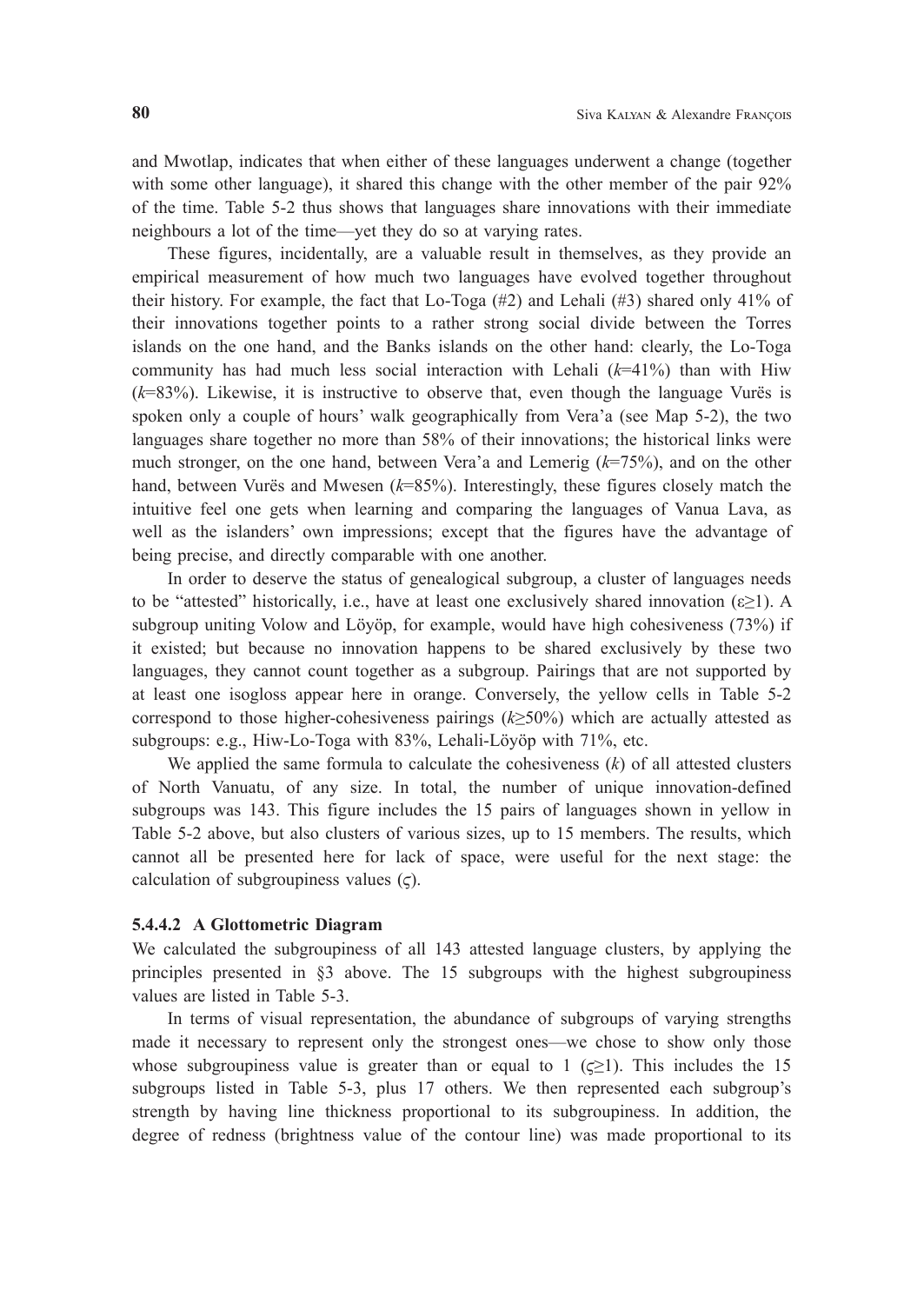and Mwotlap, indicates that when either of these languages underwent a change (together with some other language), it shared this change with the other member of the pair 92% of the time. Table 5-2 thus shows that languages share innovations with their immediate neighbours a lot of the time—yet they do so at varying rates.

These figures, incidentally, are a valuable result in themselves, as they provide an empirical measurement of how much two languages have evolved together throughout their history. For example, the fact that Lo-Toga (#2) and Lehali (#3) shared only 41% of their innovations together points to a rather strong social divide between the Torres islands on the one hand, and the Banks islands on the other hand: clearly, the Lo-Toga community has had much less social interaction with Lehali ($k$=41%) than with Hiw ($k$=83%). Likewise, it is instructive to observe that, even though the language Vurës is spoken only a couple of hours' walk geographically from Vera'a (see Map 5-2), the two languages share together no more than 58% of their innovations; the historical links were much stronger, on the one hand, between Vera'a and Lemerig ($k$=75%), and on the other hand, between Vurës and Mwesen ($k$=85%). Interestingly, these figures closely match the intuitive feel one gets when learning and comparing the languages of Vanua Lava, as well as the islanders' own impressions; except that the figures have the advantage of being precise, and directly comparable with one another.

In order to deserve the status of genealogical subgroup, a cluster of languages needs to be "attested" historically, i.e., have at least one exclusively shared innovation ($\varepsilon \geq 1$). A subgroup uniting Volow and Löyöp, for example, would have high cohesiveness (73%) if it existed; but because no innovation happens to be shared exclusively by these two languages, they cannot count together as a subgroup. Pairings that are not supported by at least one isogloss appear here in orange. Conversely, the yellow cells in Table 5-2 correspond to those higher-cohesiveness pairings ($k \geq 50\%$) which are actually attested as subgroups: e.g., Hiw-Lo-Toga with 83%, Lehali-Löyöp with 71%, etc.

We applied the same formula to calculate the cohesiveness ($k$) of all attested clusters of North Vanuatu, of any size. In total, the number of unique innovation-defined subgroups was 143. This figure includes the 15 pairs of languages shown in yellow in Table 5-2 above, but also clusters of various sizes, up to 15 members. The results, which cannot all be presented here for lack of space, were useful for the next stage: the calculation of subgroupiness values ($\varsigma$).

#### 5.4.4.2 A Glottometric Diagram

We calculated the subgroupiness of all 143 attested language clusters, by applying the principles presented in §3 above. The 15 subgroups with the highest subgroupiness values are listed in Table 5-3.

In terms of visual representation, the abundance of subgroups of varying strengths made it necessary to represent only the strongest ones—we chose to show only those whose subgroupiness value is greater than or equal to 1 ($\varsigma \geq 1$). This includes the 15 subgroups listed in Table 5-3, plus 17 others. We then represented each subgroup's strength by having line thickness proportional to its subgroupiness. In addition, the degree of redness (brightness value of the contour line) was made proportional to its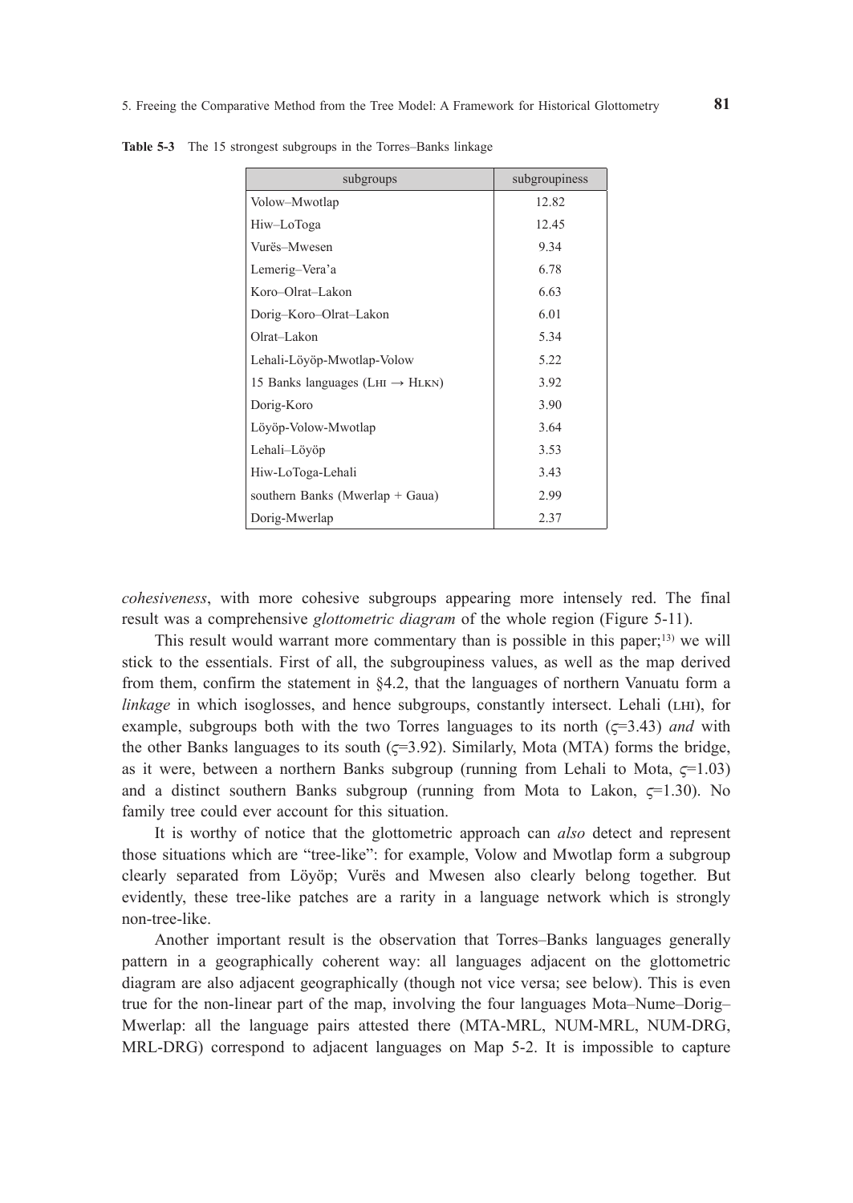**Table 5-3** The 15 strongest subgroups in the Torres–Banks linkage

| subgroups | subgroupiness |
|---|---|
| Volow–Mwotlap | 12.82 |
| Hiw–LoToga | 12.45 |
| Vurës–Mwesen | 9.34 |
| Lemerig–Vera'a | 6.78 |
| Koro–Olrat–Lakon | 6.63 |
| Dorig–Koro–Olrat–Lakon | 6.01 |
| Olrat–Lakon | 5.34 |
| Lehali-Löyöp-Mwotlap-Volow | 5.22 |
| 15 Banks languages (LHI → HLKN) | 3.92 |
| Dorig-Koro | 3.90 |
| Löyöp-Volow-Mwotlap | 3.64 |
| Lehali–Löyöp | 3.53 |
| Hiw-LoToga-Lehali | 3.43 |
| southern Banks (Mwerlap + Gaua) | 2.99 |
| Dorig-Mwerlap | 2.37 |

*cohesiveness*, with more cohesive subgroups appearing more intensely red. The final result was a comprehensive *glottometric diagram* of the whole region (Figure 5-11).

This result would warrant more commentary than is possible in this paper;[13] we will stick to the essentials. First of all, the subgroupiness values, as well as the map derived from them, confirm the statement in §4.2, that the languages of northern Vanuatu form a *linkage* in which isoglosses, and hence subgroups, constantly intersect. Lehali (LHI), for example, subgroups both with the two Torres languages to its north ($\varsigma$=3.43) *and* with the other Banks languages to its south ($\varsigma$=3.92). Similarly, Mota (MTA) forms the bridge, as it were, between a northern Banks subgroup (running from Lehali to Mota, $\varsigma$=1.03) and a distinct southern Banks subgroup (running from Mota to Lakon, $\varsigma$=1.30). No family tree could ever account for this situation.

It is worthy of notice that the glottometric approach can *also* detect and represent those situations which are "tree-like": for example, Volow and Mwotlap form a subgroup clearly separated from Löyöp; Vurës and Mwesen also clearly belong together. But evidently, these tree-like patches are a rarity in a language network which is strongly non-tree-like.

Another important result is the observation that Torres–Banks languages generally pattern in a geographically coherent way: all languages adjacent on the glottometric diagram are also adjacent geographically (though not vice versa; see below). This is even true for the non-linear part of the map, involving the four languages Mota–Nume–Dorig–Mwerlap: all the language pairs attested there (MTA-MRL, NUM-MRL, NUM-DRG, MRL-DRG) correspond to adjacent languages on Map 5-2. It is impossible to capture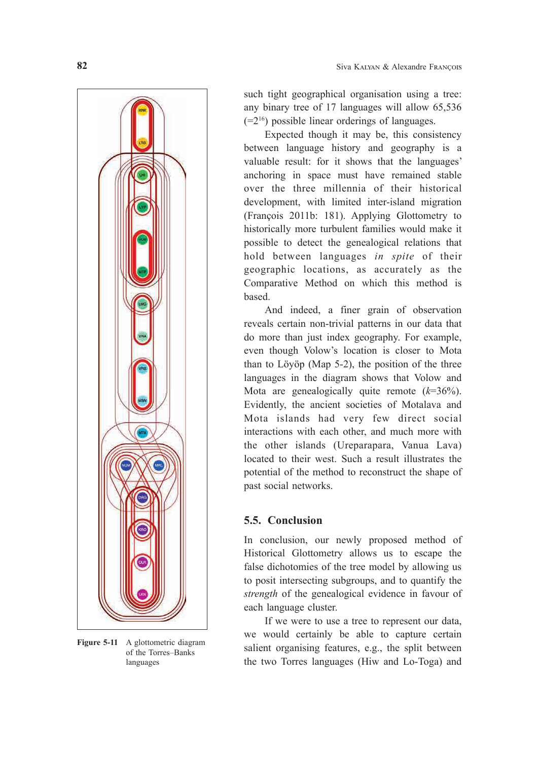such tight geographical organisation using a tree: any binary tree of 17 languages will allow 65,536 ($=2^{16}$) possible linear orderings of languages.

Expected though it may be, this consistency between language history and geography is a valuable result: for it shows that the languages' anchoring in space must have remained stable over the three millennia of their historical development, with limited inter-island migration (François 2011b: 181). Applying Glottometry to historically more turbulent families would make it possible to detect the genealogical relations that hold between languages *in spite* of their geographic locations, as accurately as the Comparative Method on which this method is based.

And indeed, a finer grain of observation reveals certain non-trivial patterns in our data that do more than just index geography. For example, even though Volow's location is closer to Mota than to Löyöp (Map 5-2), the position of the three languages in the diagram shows that Volow and Mota are genealogically quite remote ($k$=36%). Evidently, the ancient societies of Motalava and Mota islands had very few direct social interactions with each other, and much more with the other islands (Ureparapara, Vanua Lava) located to their west. Such a result illustrates the potential of the method to reconstruct the shape of past social networks.

**Figure 5-11** A glottometric diagram of the Torres–Banks languages

## 5.5. Conclusion

In conclusion, our newly proposed method of Historical Glottometry allows us to escape the false dichotomies of the tree model by allowing us to posit intersecting subgroups, and to quantify the *strength* of the genealogical evidence in favour of each language cluster.

If we were to use a tree to represent our data, we would certainly be able to capture certain salient organising features, e.g., the split between the two Torres languages (Hiw and Lo-Toga) and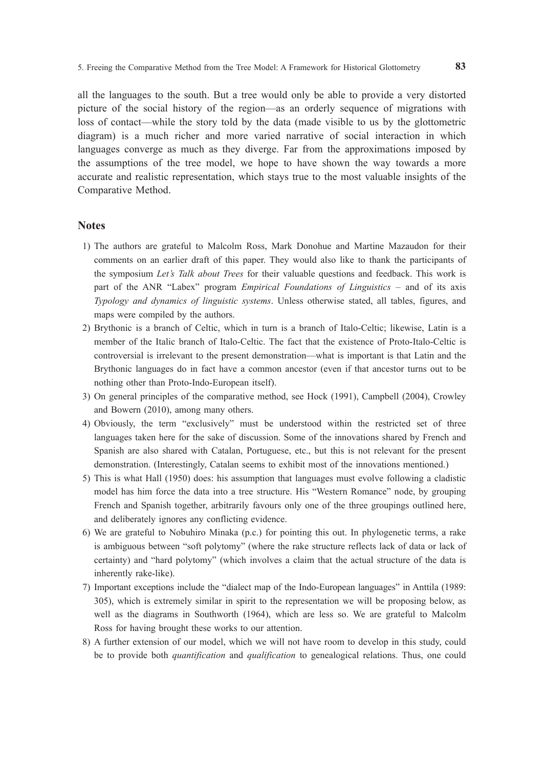all the languages to the south. But a tree would only be able to provide a very distorted picture of the social history of the region—as an orderly sequence of migrations with loss of contact—while the story told by the data (made visible to us by the glottometric diagram) is a much richer and more varied narrative of social interaction in which languages converge as much as they diverge. Far from the approximations imposed by the assumptions of the tree model, we hope to have shown the way towards a more accurate and realistic representation, which stays true to the most valuable insights of the Comparative Method.

## Notes

1) The authors are grateful to Malcolm Ross, Mark Donohue and Martine Mazaudon for their comments on an earlier draft of this paper. They would also like to thank the participants of the symposium *Let's Talk about Trees* for their valuable questions and feedback. This work is part of the ANR "Labex" program *Empirical Foundations of Linguistics* – and of its axis *Typology and dynamics of linguistic systems*. Unless otherwise stated, all tables, figures, and maps were compiled by the authors.
2) Brythonic is a branch of Celtic, which in turn is a branch of Italo-Celtic; likewise, Latin is a member of the Italic branch of Italo-Celtic. The fact that the existence of Proto-Italo-Celtic is controversial is irrelevant to the present demonstration—what is important is that Latin and the Brythonic languages do in fact have a common ancestor (even if that ancestor turns out to be nothing other than Proto-Indo-European itself).
3) On general principles of the comparative method, see Hock (1991), Campbell (2004), Crowley and Bowern (2010), among many others.
4) Obviously, the term "exclusively" must be understood within the restricted set of three languages taken here for the sake of discussion. Some of the innovations shared by French and Spanish are also shared with Catalan, Portuguese, etc., but this is not relevant for the present demonstration. (Interestingly, Catalan seems to exhibit most of the innovations mentioned.)
5) This is what Hall (1950) does: his assumption that languages must evolve following a cladistic model has him force the data into a tree structure. His "Western Romance" node, by grouping French and Spanish together, arbitrarily favours only one of the three groupings outlined here, and deliberately ignores any conflicting evidence.
6) We are grateful to Nobuhiro Minaka (p.c.) for pointing this out. In phylogenetic terms, a rake is ambiguous between "soft polytomy" (where the rake structure reflects lack of data or lack of certainty) and "hard polytomy" (which involves a claim that the actual structure of the data is inherently rake-like).
7) Important exceptions include the "dialect map of the Indo-European languages" in Anttila (1989: 305), which is extremely similar in spirit to the representation we will be proposing below, as well as the diagrams in Southworth (1964), which are less so. We are grateful to Malcolm Ross for having brought these works to our attention.
8) A further extension of our model, which we will not have room to develop in this study, could be to provide both *quantification* and *qualification* to genealogical relations. Thus, one could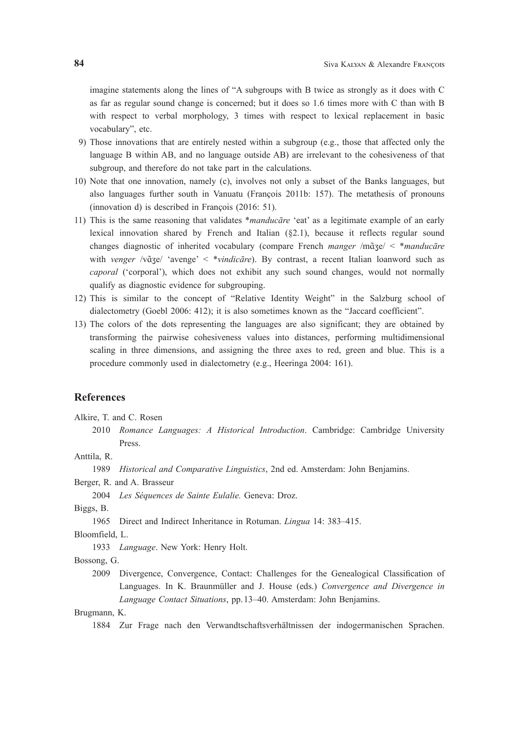imagine statements along the lines of "A subgroups with B twice as strongly as it does with C as far as regular sound change is concerned; but it does so 1.6 times more with C than with B with respect to verbal morphology, 3 times with respect to lexical replacement in basic vocabulary", etc.

9) Those innovations that are entirely nested within a subgroup (e.g., those that affected only the language B within AB, and no language outside AB) are irrelevant to the cohesiveness of that subgroup, and therefore do not take part in the calculations.
10) Note that one innovation, namely (c), involves not only a subset of the Banks languages, but also languages further south in Vanuatu (François 2011b: 157). The metathesis of pronouns (innovation d) is described in François (2016: 51).
11) This is the same reasoning that validates \**manducāre* 'eat' as a legitimate example of an early lexical innovation shared by French and Italian (§2.1), because it reflects regular sound changes diagnostic of inherited vocabulary (compare French *manger* /mɑ̃ʒe/ < \**manducāre* with *venger* /vɑ̃ʒe/ 'avenge' < \**vindicāre*). By contrast, a recent Italian loanword such as *caporal* ('corporal'), which does not exhibit any such sound changes, would not normally qualify as diagnostic evidence for subgrouping.
12) This is similar to the concept of "Relative Identity Weight" in the Salzburg school of dialectometry (Goebl 2006: 412); it is also sometimes known as the "Jaccard coefficient".
13) The colors of the dots representing the languages are also significant; they are obtained by transforming the pairwise cohesiveness values into distances, performing multidimensional scaling in three dimensions, and assigning the three axes to red, green and blue. This is a procedure commonly used in dialectometry (e.g., Heeringa 2004: 161).

## References

Alkire, T. and C. Rosen

2010 *Romance Languages: A Historical Introduction*. Cambridge: Cambridge University Press.

Anttila, R.

1989 *Historical and Comparative Linguistics*, 2nd ed. Amsterdam: John Benjamins.

Berger, R. and A. Brasseur

2004 *Les Séquences de Sainte Eulalie.* Geneva: Droz.

Biggs, B.

1965 Direct and Indirect Inheritance in Rotuman. *Lingua* 14: 383–415.

Bloomfield, L.

1933 *Language*. New York: Henry Holt.

Bossong, G.

2009 Divergence, Convergence, Contact: Challenges for the Genealogical Classification of Languages. In K. Braunmüller and J. House (eds.) *Convergence and Divergence in Language Contact Situations*, pp. 13–40. Amsterdam: John Benjamins.

Brugmann, K.

1884 Zur Frage nach den Verwandtschaftsverhältnissen der indogermanischen Sprachen.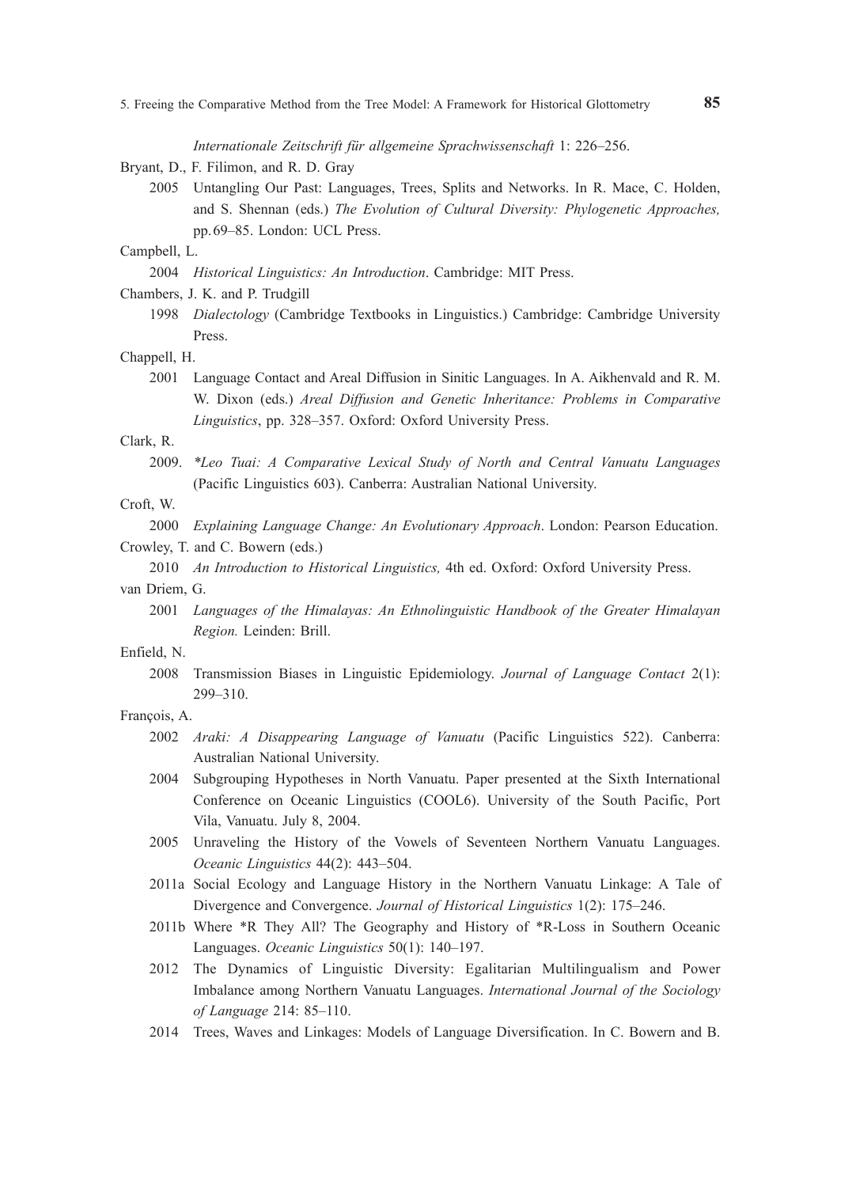*Internationale Zeitschrift für allgemeine Sprachwissenschaft* 1: 226–256.

Bryant, D., F. Filimon, and R. D. Gray

2005 Untangling Our Past: Languages, Trees, Splits and Networks. In R. Mace, C. Holden, and S. Shennan (eds.) *The Evolution of Cultural Diversity: Phylogenetic Approaches,* pp. 69–85. London: UCL Press.

Campbell, L.

2004 *Historical Linguistics: An Introduction*. Cambridge: MIT Press.

Chambers, J. K. and P. Trudgill

1998 *Dialectology* (Cambridge Textbooks in Linguistics.) Cambridge: Cambridge University Press.

Chappell, H.

2001 Language Contact and Areal Diffusion in Sinitic Languages. In A. Aikhenvald and R. M. W. Dixon (eds.) *Areal Diffusion and Genetic Inheritance: Problems in Comparative Linguistics*, pp. 328–357. Oxford: Oxford University Press.

Clark, R.

2009. *\*Leo Tuai: A Comparative Lexical Study of North and Central Vanuatu Languages* (Pacific Linguistics 603). Canberra: Australian National University.

Croft, W.

2000 *Explaining Language Change: An Evolutionary Approach*. London: Pearson Education.

Crowley, T. and C. Bowern (eds.)

2010 *An Introduction to Historical Linguistics,* 4th ed. Oxford: Oxford University Press.

van Driem, G.

2001 *Languages of the Himalayas: An Ethnolinguistic Handbook of the Greater Himalayan Region.* Leinden: Brill.

Enfield, N.

2008 Transmission Biases in Linguistic Epidemiology. *Journal of Language Contact* 2(1): 299–310.

François, A.

2002 *Araki: A Disappearing Language of Vanuatu* (Pacific Linguistics 522). Canberra: Australian National University.

2004 Subgrouping Hypotheses in North Vanuatu. Paper presented at the Sixth International Conference on Oceanic Linguistics (COOL6). University of the South Pacific, Port Vila, Vanuatu. July 8, 2004.

2005 Unraveling the History of the Vowels of Seventeen Northern Vanuatu Languages. *Oceanic Linguistics* 44(2): 443–504.

2011a Social Ecology and Language History in the Northern Vanuatu Linkage: A Tale of Divergence and Convergence. *Journal of Historical Linguistics* 1(2): 175–246.

2011b Where *R They All? The Geography and History of *R-Loss in Southern Oceanic Languages. *Oceanic Linguistics* 50(1): 140–197.

2012 The Dynamics of Linguistic Diversity: Egalitarian Multilingualism and Power Imbalance among Northern Vanuatu Languages. *International Journal of the Sociology of Language* 214: 85–110.

2014 Trees, Waves and Linkages: Models of Language Diversification. In C. Bowern and B.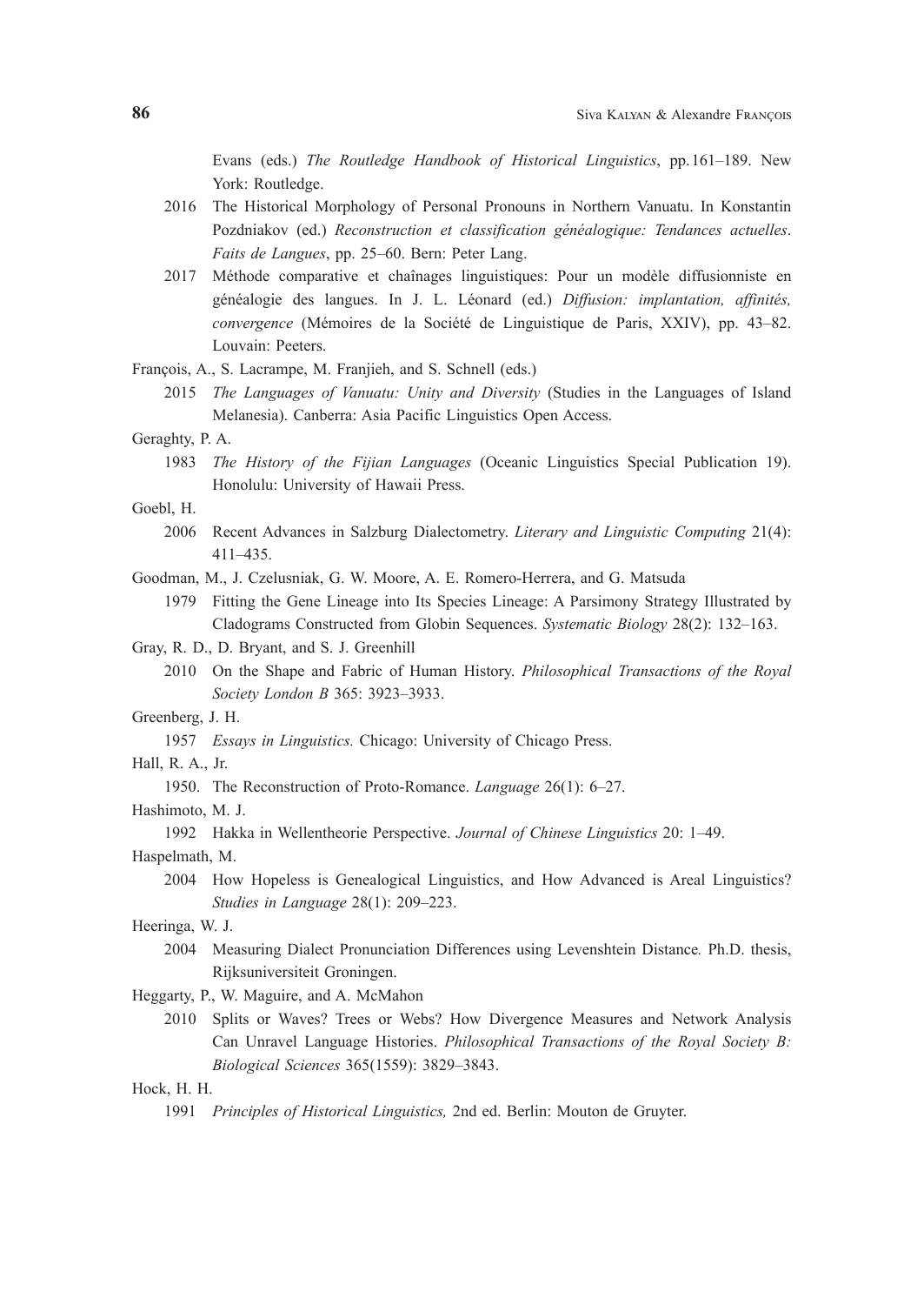Evans (eds.) *The Routledge Handbook of Historical Linguistics*, pp. 161–189. New York: Routledge.

2016 The Historical Morphology of Personal Pronouns in Northern Vanuatu. In Konstantin Pozdniakov (ed.) *Reconstruction et classification généalogique: Tendances actuelles*. *Faits de Langues*, pp. 25–60. Bern: Peter Lang.

2017 Méthode comparative et chaînages linguistiques: Pour un modèle diffusionniste en généalogie des langues. In J. L. Léonard (ed.) *Diffusion: implantation, affinités, convergence* (Mémoires de la Société de Linguistique de Paris, XXIV), pp. 43–82. Louvain: Peeters.

François, A., S. Lacrampe, M. Franjieh, and S. Schnell (eds.)

2015 *The Languages of Vanuatu: Unity and Diversity* (Studies in the Languages of Island Melanesia). Canberra: Asia Pacific Linguistics Open Access.

Geraghty, P. A.

1983 *The History of the Fijian Languages* (Oceanic Linguistics Special Publication 19). Honolulu: University of Hawaii Press.

Goebl, H.

2006 Recent Advances in Salzburg Dialectometry. *Literary and Linguistic Computing* 21(4): 411–435.

Goodman, M., J. Czelusniak, G. W. Moore, A. E. Romero-Herrera, and G. Matsuda

1979 Fitting the Gene Lineage into Its Species Lineage: A Parsimony Strategy Illustrated by Cladograms Constructed from Globin Sequences. *Systematic Biology* 28(2): 132–163.

Gray, R. D., D. Bryant, and S. J. Greenhill

2010 On the Shape and Fabric of Human History. *Philosophical Transactions of the Royal Society London B* 365: 3923–3933.

Greenberg, J. H.

1957 *Essays in Linguistics.* Chicago: University of Chicago Press.

Hall, R. A., Jr.

1950. The Reconstruction of Proto-Romance. *Language* 26(1): 6–27.

Hashimoto, M. J.

1992 Hakka in Wellentheorie Perspective. *Journal of Chinese Linguistics* 20: 1–49.

Haspelmath, M.

2004 How Hopeless is Genealogical Linguistics, and How Advanced is Areal Linguistics? *Studies in Language* 28(1): 209–223.

Heeringa, W. J.

2004 Measuring Dialect Pronunciation Differences using Levenshtein Distance*.* Ph.D. thesis, Rijksuniversiteit Groningen.

Heggarty, P., W. Maguire, and A. McMahon

2010 Splits or Waves? Trees or Webs? How Divergence Measures and Network Analysis Can Unravel Language Histories. *Philosophical Transactions of the Royal Society B: Biological Sciences* 365(1559): 3829–3843.

Hock, H. H.

1991 *Principles of Historical Linguistics,* 2nd ed. Berlin: Mouton de Gruyter.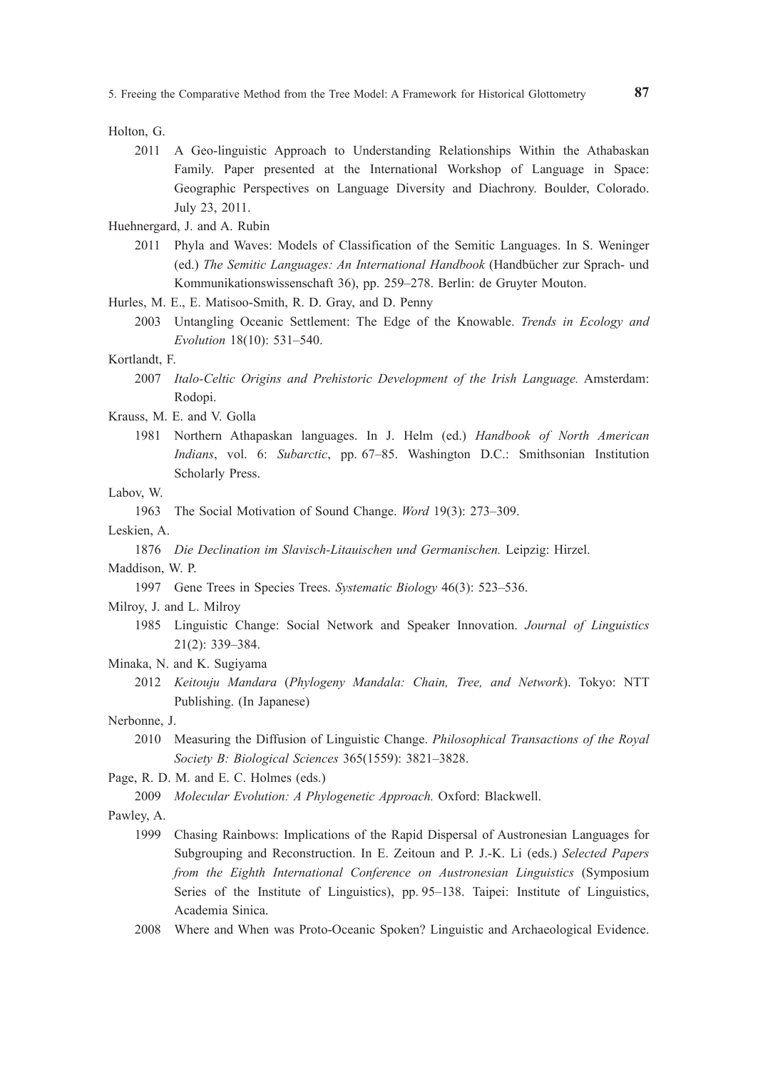Holton, G.

2011 A Geo-linguistic Approach to Understanding Relationships Within the Athabaskan Family. Paper presented at the International Workshop of Language in Space: Geographic Perspectives on Language Diversity and Diachrony. Boulder, Colorado. July 23, 2011.

Huehnergard, J. and A. Rubin

2011 Phyla and Waves: Models of Classification of the Semitic Languages. In S. Weninger (ed.) *The Semitic Languages: An International Handbook* (Handbücher zur Sprach- und Kommunikationswissenschaft 36), pp. 259–278. Berlin: de Gruyter Mouton.

Hurles, M. E., E. Matisoo-Smith, R. D. Gray, and D. Penny

2003 Untangling Oceanic Settlement: The Edge of the Knowable. *Trends in Ecology and Evolution* 18(10): 531–540.

Kortlandt, F.

2007 *Italo-Celtic Origins and Prehistoric Development of the Irish Language.* Amsterdam: Rodopi.

Krauss, M. E. and V. Golla

1981 Northern Athapaskan languages. In J. Helm (ed.) *Handbook of North American Indians*, vol. 6: *Subarctic*, pp. 67–85. Washington D.C.: Smithsonian Institution Scholarly Press.

Labov, W.

1963 The Social Motivation of Sound Change. *Word* 19(3): 273–309.

Leskien, A.

1876 *Die Declination im Slavisch-Litauischen und Germanischen.* Leipzig: Hirzel.

Maddison, W. P.

1997 Gene Trees in Species Trees. *Systematic Biology* 46(3): 523–536.

Milroy, J. and L. Milroy

1985 Linguistic Change: Social Network and Speaker Innovation. *Journal of Linguistics* 21(2): 339–384.

Minaka, N. and K. Sugiyama

2012 *Keitouju Mandara* (*Phylogeny Mandala: Chain, Tree, and Network*). Tokyo: NTT Publishing. (In Japanese)

Nerbonne, J.

2010 Measuring the Diffusion of Linguistic Change. *Philosophical Transactions of the Royal Society B: Biological Sciences* 365(1559): 3821–3828.

Page, R. D. M. and E. C. Holmes (eds.)

2009 *Molecular Evolution: A Phylogenetic Approach.* Oxford: Blackwell.

Pawley, A.

1999 Chasing Rainbows: Implications of the Rapid Dispersal of Austronesian Languages for Subgrouping and Reconstruction. In E. Zeitoun and P. J.-K. Li (eds.) *Selected Papers from the Eighth International Conference on Austronesian Linguistics* (Symposium Series of the Institute of Linguistics), pp. 95–138. Taipei: Institute of Linguistics, Academia Sinica.

2008 Where and When was Proto-Oceanic Spoken? Linguistic and Archaeological Evidence.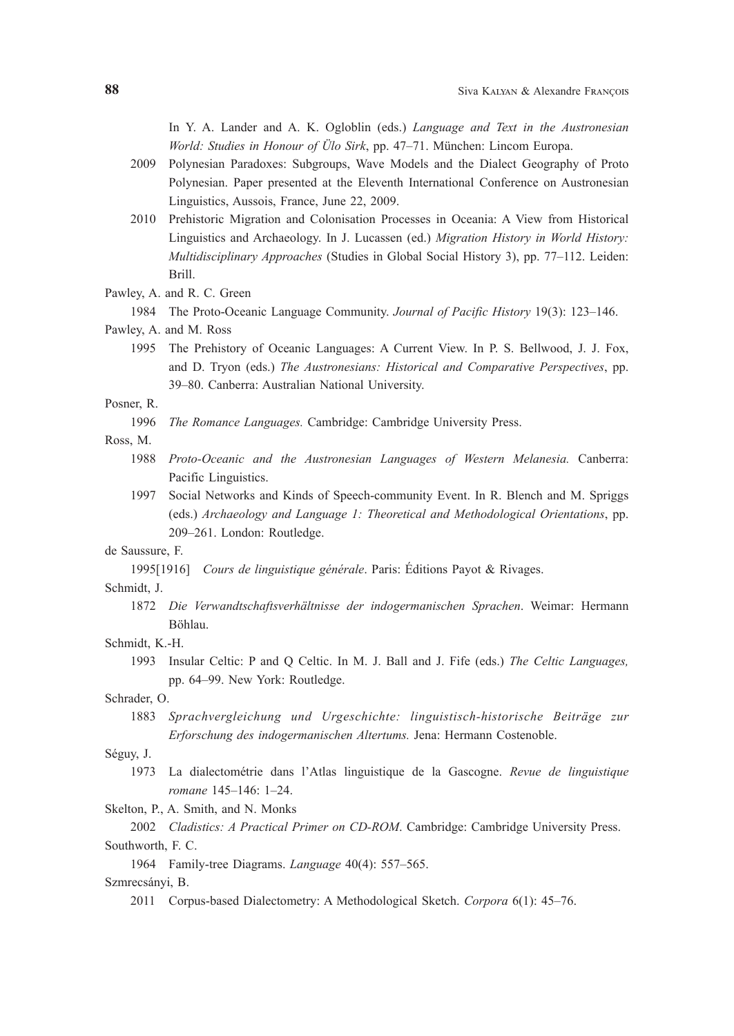In Y. A. Lander and A. K. Ogloblin (eds.) *Language and Text in the Austronesian World: Studies in Honour of Ülo Sirk*, pp. 47–71. München: Lincom Europa.

2009 Polynesian Paradoxes: Subgroups, Wave Models and the Dialect Geography of Proto Polynesian. Paper presented at the Eleventh International Conference on Austronesian Linguistics, Aussois, France, June 22, 2009.

2010 Prehistoric Migration and Colonisation Processes in Oceania: A View from Historical Linguistics and Archaeology. In J. Lucassen (ed.) *Migration History in World History: Multidisciplinary Approaches* (Studies in Global Social History 3), pp. 77–112. Leiden: Brill.

Pawley, A. and R. C. Green

1984 The Proto-Oceanic Language Community. *Journal of Pacific History* 19(3): 123–146.

Pawley, A. and M. Ross

1995 The Prehistory of Oceanic Languages: A Current View. In P. S. Bellwood, J. J. Fox, and D. Tryon (eds.) *The Austronesians: Historical and Comparative Perspectives*, pp. 39–80. Canberra: Australian National University.

Posner, R.

1996 *The Romance Languages.* Cambridge: Cambridge University Press.

Ross, M.

1988 *Proto-Oceanic and the Austronesian Languages of Western Melanesia.* Canberra: Pacific Linguistics.

1997 Social Networks and Kinds of Speech-community Event. In R. Blench and M. Spriggs (eds.) *Archaeology and Language 1: Theoretical and Methodological Orientations*, pp. 209–261. London: Routledge.

de Saussure, F.

1995[1916] *Cours de linguistique générale*. Paris: Éditions Payot & Rivages.

Schmidt, J.

1872 *Die Verwandtschaftsverhältnisse der indogermanischen Sprachen*. Weimar: Hermann Böhlau.

Schmidt, K.-H.

1993 Insular Celtic: P and Q Celtic. In M. J. Ball and J. Fife (eds.) *The Celtic Languages,* pp. 64–99. New York: Routledge.

Schrader, O.

1883 *Sprachvergleichung und Urgeschichte: linguistisch-historische Beiträge zur Erforschung des indogermanischen Altertums.* Jena: Hermann Costenoble.

Séguy, J.

1973 La dialectométrie dans l'Atlas linguistique de la Gascogne. *Revue de linguistique romane* 145–146: 1–24.

Skelton, P., A. Smith, and N. Monks

2002 *Cladistics: A Practical Primer on CD-ROM*. Cambridge: Cambridge University Press.

Southworth, F. C.

1964 Family-tree Diagrams. *Language* 40(4): 557–565.

Szmrecsányi, B.

2011 Corpus-based Dialectometry: A Methodological Sketch. *Corpora* 6(1): 45–76.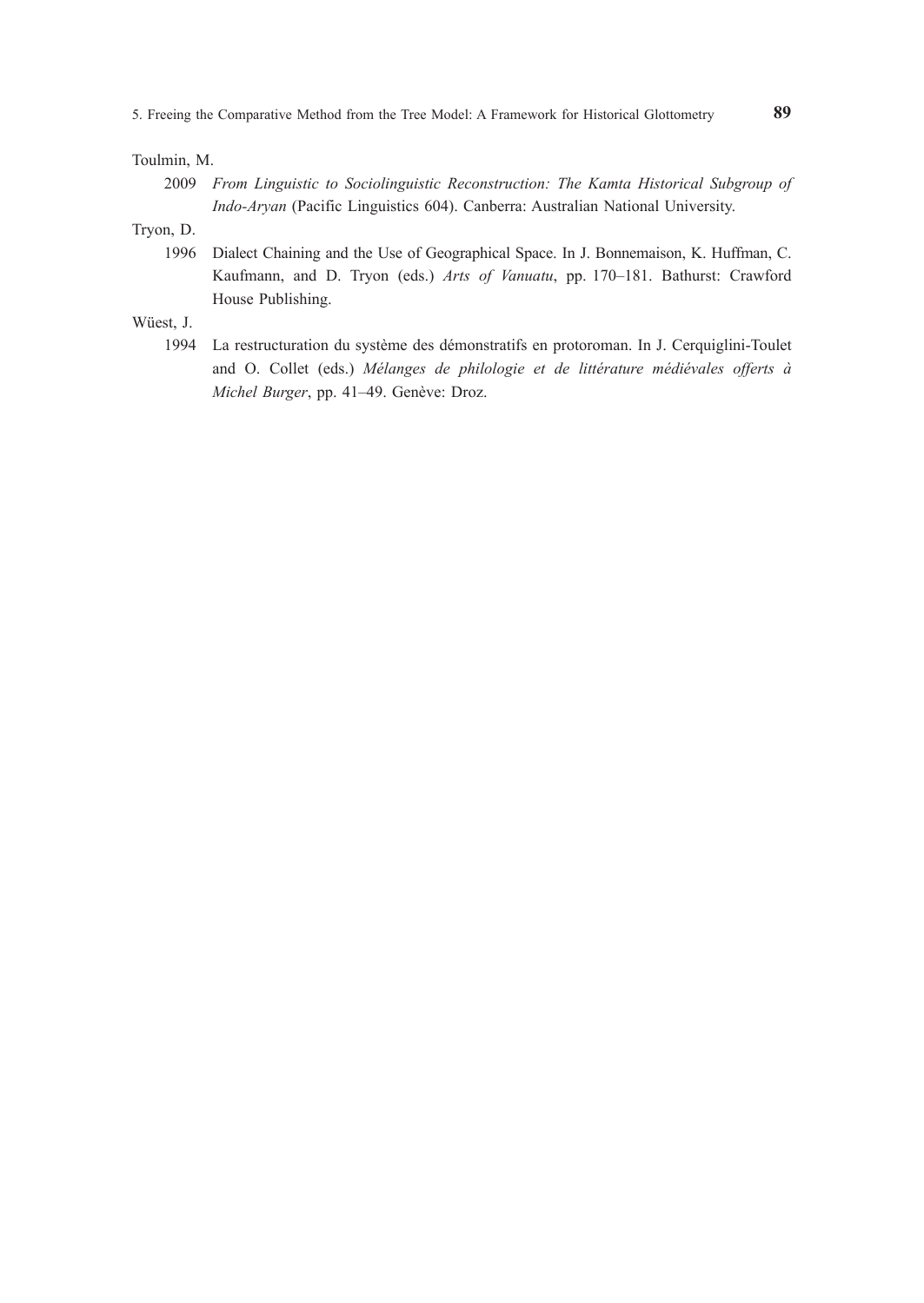Toulmin, M.

2009 *From Linguistic to Sociolinguistic Reconstruction: The Kamta Historical Subgroup of Indo-Aryan* (Pacific Linguistics 604). Canberra: Australian National University.

Tryon, D.

1996 Dialect Chaining and the Use of Geographical Space. In J. Bonnemaison, K. Huffman, C. Kaufmann, and D. Tryon (eds.) *Arts of Vanuatu*, pp. 170–181. Bathurst: Crawford House Publishing.

Wüest, J.

1994 La restructuration du système des démonstratifs en protoroman. In J. Cerquiglini-Toulet and O. Collet (eds.) *Mélanges de philologie et de littérature médiévales offerts à Michel Burger*, pp. 41–49. Genève: Droz.